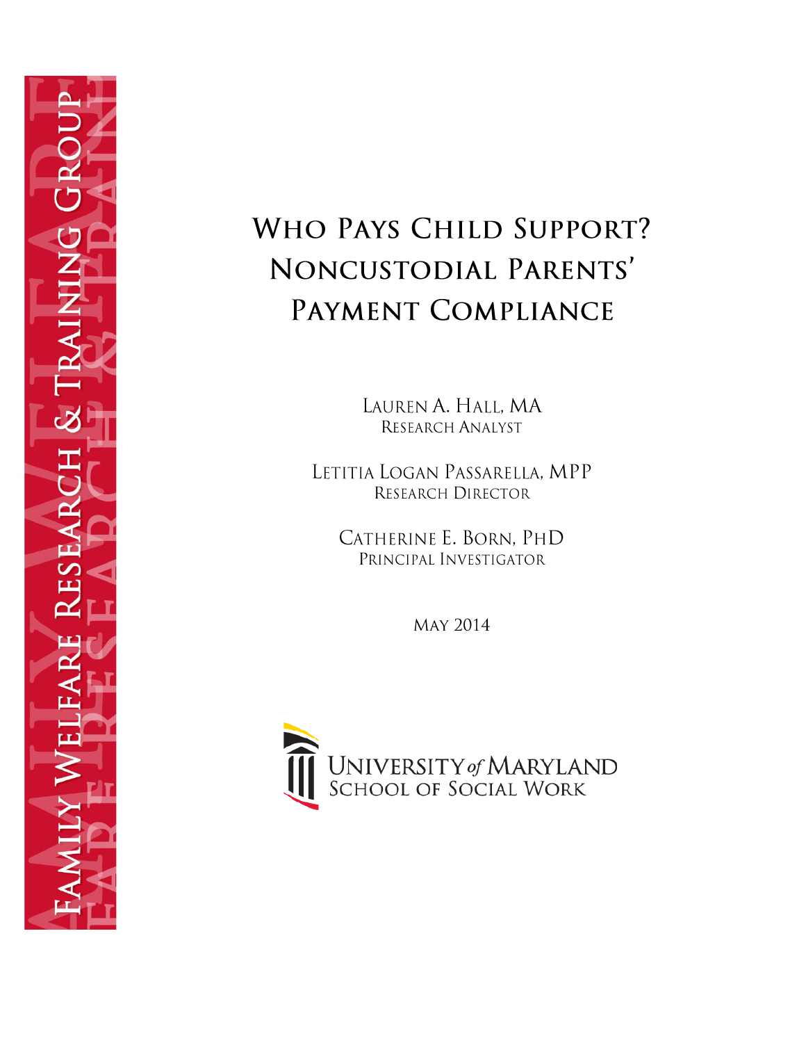Family Welfare Research & Training Group

# Who Pays Child Support? Noncustodial Parents' Payment Compliance

Lauren A. Hall, MA
Research Analyst

Letitia Logan Passarella, MPP
Research Director

Catherine E. Born, PhD
Principal Investigator

May 2014

University of Maryland
School of Social Work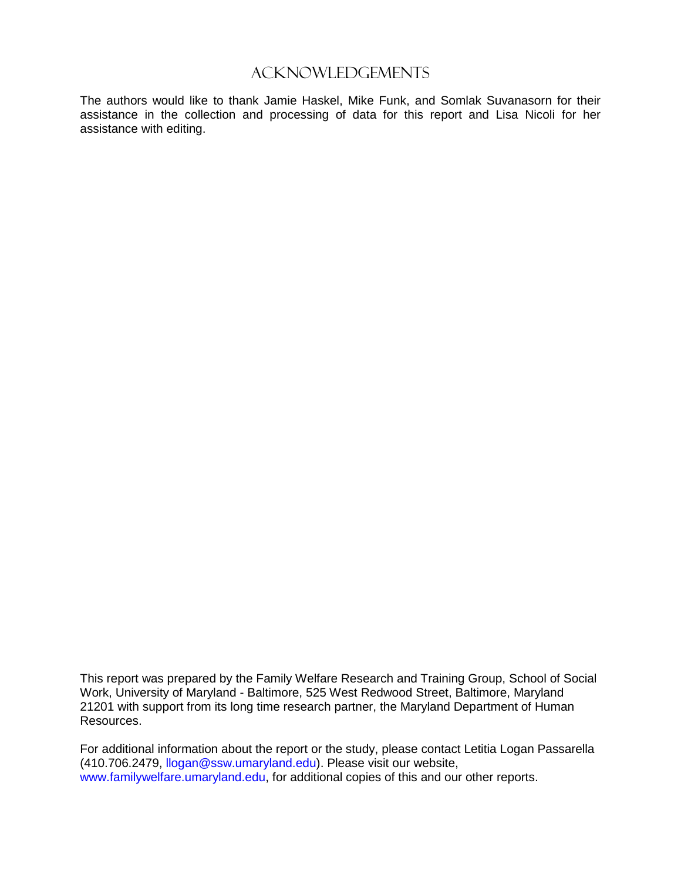# Acknowledgements

The authors would like to thank Jamie Haskel, Mike Funk, and Somlak Suvanasorn for their assistance in the collection and processing of data for this report and Lisa Nicoli for her assistance with editing.

This report was prepared by the Family Welfare Research and Training Group, School of Social Work, University of Maryland - Baltimore, 525 West Redwood Street, Baltimore, Maryland 21201 with support from its long time research partner, the Maryland Department of Human Resources.

For additional information about the report or the study, please contact Letitia Logan Passarella (410.706.2479, llogan@ssw.umaryland.edu). Please visit our website, www.familywelfare.umaryland.edu, for additional copies of this and our other reports.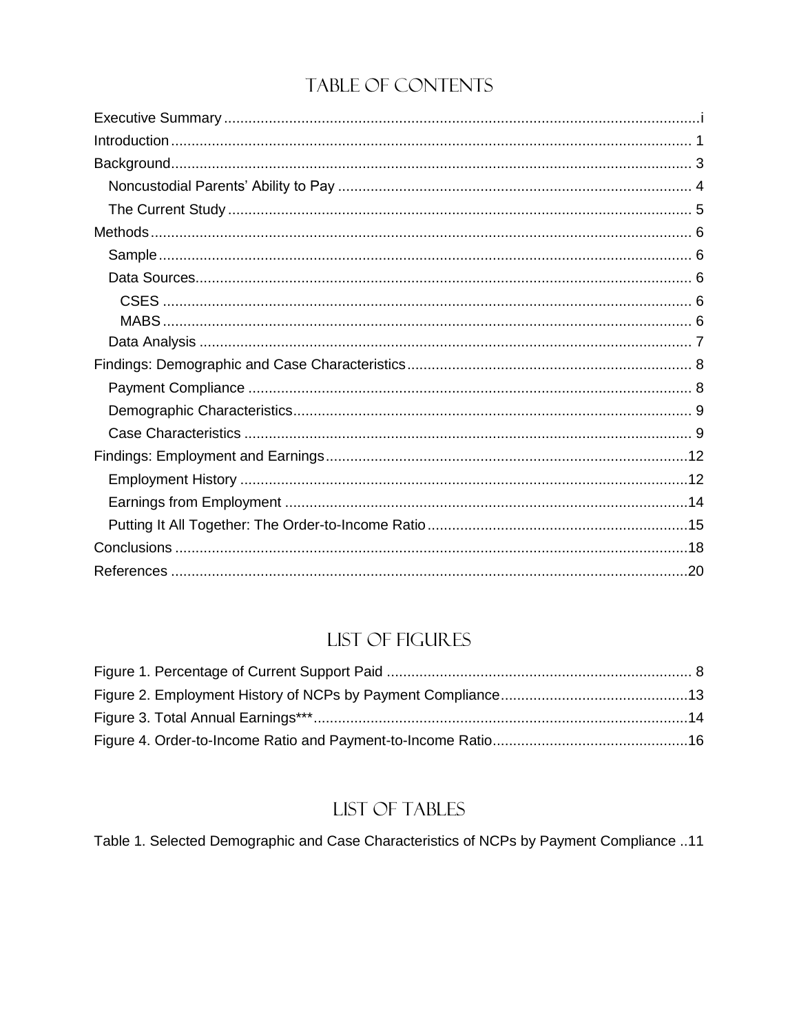# Table of Contents

Executive Summary ....................................................................................................................i
Introduction ............................................................................................................................... 1
Background.............................................................................................................................. 3
  Noncustodial Parents' Ability to Pay ...................................................................................... 4
  The Current Study ................................................................................................................. 5
Methods .................................................................................................................................... 6
  Sample .................................................................................................................................. 6
  Data Sources......................................................................................................................... 6
    CSES ................................................................................................................................. 6
    MABS ................................................................................................................................. 6
  Data Analysis ........................................................................................................................ 7
Findings: Demographic and Case Characteristics..................................................................... 8
  Payment Compliance ............................................................................................................ 8
  Demographic Characteristics................................................................................................. 9
  Case Characteristics ............................................................................................................. 9
Findings: Employment and Earnings........................................................................................12
  Employment History .............................................................................................................12
  Earnings from Employment ..................................................................................................14
  Putting It All Together: The Order-to-Income Ratio................................................................15
Conclusions .............................................................................................................................18
References ..............................................................................................................................20

# List of Figures

Figure 1. Percentage of Current Support Paid .......................................................................... 8
Figure 2. Employment History of NCPs by Payment Compliance.............................................13
Figure 3. Total Annual Earnings***...........................................................................................14
Figure 4. Order-to-Income Ratio and Payment-to-Income Ratio...............................................16

# List of Tables

Table 1. Selected Demographic and Case Characteristics of NCPs by Payment Compliance ..11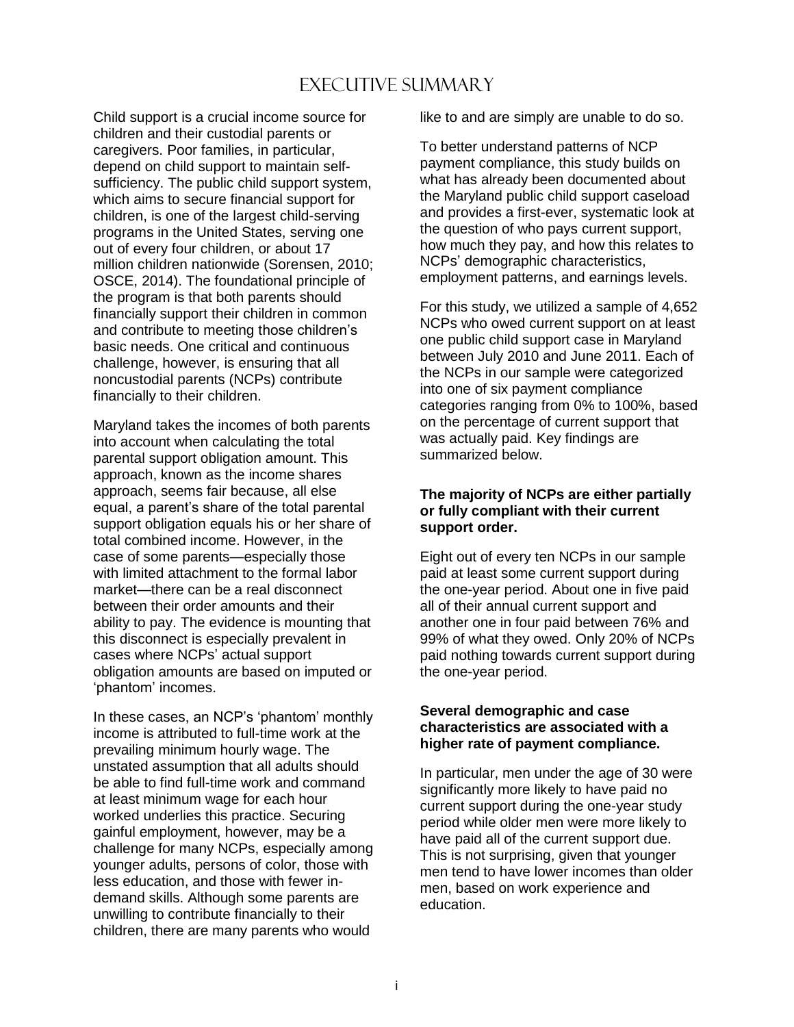# Executive Summary

Child support is a crucial income source for children and their custodial parents or caregivers. Poor families, in particular, depend on child support to maintain self-sufficiency. The public child support system, which aims to secure financial support for children, is one of the largest child-serving programs in the United States, serving one out of every four children, or about 17 million children nationwide (Sorensen, 2010; OSCE, 2014). The foundational principle of the program is that both parents should financially support their children in common and contribute to meeting those children's basic needs. One critical and continuous challenge, however, is ensuring that all noncustodial parents (NCPs) contribute financially to their children.

Maryland takes the incomes of both parents into account when calculating the total parental support obligation amount. This approach, known as the income shares approach, seems fair because, all else equal, a parent's share of the total parental support obligation equals his or her share of total combined income. However, in the case of some parents—especially those with limited attachment to the formal labor market—there can be a real disconnect between their order amounts and their ability to pay. The evidence is mounting that this disconnect is especially prevalent in cases where NCPs' actual support obligation amounts are based on imputed or 'phantom' incomes.

In these cases, an NCP's 'phantom' monthly income is attributed to full-time work at the prevailing minimum hourly wage. The unstated assumption that all adults should be able to find full-time work and command at least minimum wage for each hour worked underlies this practice. Securing gainful employment, however, may be a challenge for many NCPs, especially among younger adults, persons of color, those with less education, and those with fewer in-demand skills. Although some parents are unwilling to contribute financially to their children, there are many parents who would like to and are simply are unable to do so.

To better understand patterns of NCP payment compliance, this study builds on what has already been documented about the Maryland public child support caseload and provides a first-ever, systematic look at the question of who pays current support, how much they pay, and how this relates to NCPs' demographic characteristics, employment patterns, and earnings levels.

For this study, we utilized a sample of 4,652 NCPs who owed current support on at least one public child support case in Maryland between July 2010 and June 2011. Each of the NCPs in our sample were categorized into one of six payment compliance categories ranging from 0% to 100%, based on the percentage of current support that was actually paid. Key findings are summarized below.

**The majority of NCPs are either partially or fully compliant with their current support order.**

Eight out of every ten NCPs in our sample paid at least some current support during the one-year period. About one in five paid all of their annual current support and another one in four paid between 76% and 99% of what they owed. Only 20% of NCPs paid nothing towards current support during the one-year period.

**Several demographic and case characteristics are associated with a higher rate of payment compliance.**

In particular, men under the age of 30 were significantly more likely to have paid no current support during the one-year study period while older men were more likely to have paid all of the current support due. This is not surprising, given that younger men tend to have lower incomes than older men, based on work experience and education.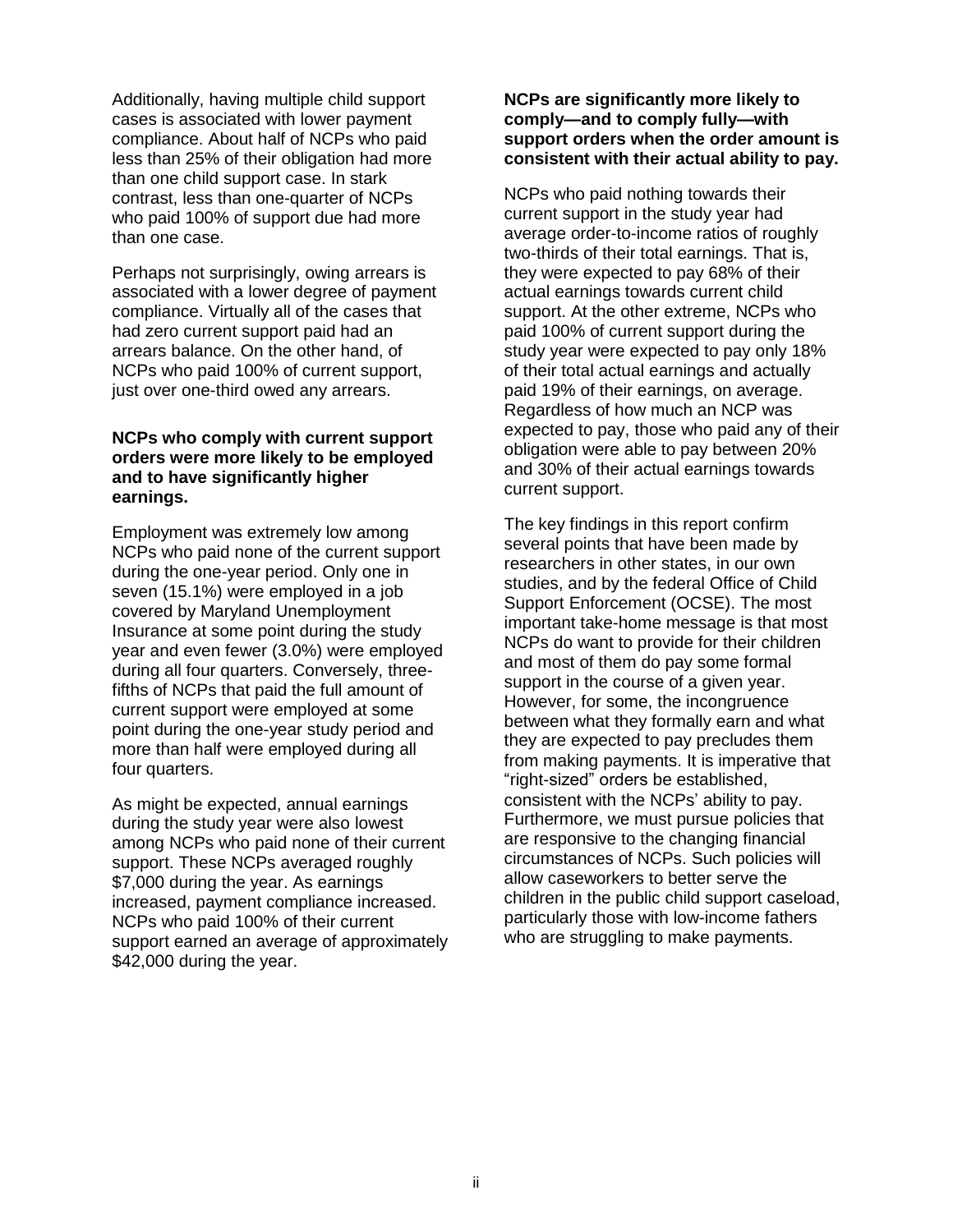Additionally, having multiple child support cases is associated with lower payment compliance. About half of NCPs who paid less than 25% of their obligation had more than one child support case. In stark contrast, less than one-quarter of NCPs who paid 100% of support due had more than one case.

Perhaps not surprisingly, owing arrears is associated with a lower degree of payment compliance. Virtually all of the cases that had zero current support paid had an arrears balance. On the other hand, of NCPs who paid 100% of current support, just over one-third owed any arrears.

**NCPs who comply with current support orders were more likely to be employed and to have significantly higher earnings.**

Employment was extremely low among NCPs who paid none of the current support during the one-year period. Only one in seven (15.1%) were employed in a job covered by Maryland Unemployment Insurance at some point during the study year and even fewer (3.0%) were employed during all four quarters. Conversely, three-fifths of NCPs that paid the full amount of current support were employed at some point during the one-year study period and more than half were employed during all four quarters.

As might be expected, annual earnings during the study year were also lowest among NCPs who paid none of their current support. These NCPs averaged roughly $7,000 during the year. As earnings increased, payment compliance increased. NCPs who paid 100% of their current support earned an average of approximately $42,000 during the year.

**NCPs are significantly more likely to comply—and to comply fully—with support orders when the order amount is consistent with their actual ability to pay.**

NCPs who paid nothing towards their current support in the study year had average order-to-income ratios of roughly two-thirds of their total earnings. That is, they were expected to pay 68% of their actual earnings towards current child support. At the other extreme, NCPs who paid 100% of current support during the study year were expected to pay only 18% of their total actual earnings and actually paid 19% of their earnings, on average. Regardless of how much an NCP was expected to pay, those who paid any of their obligation were able to pay between 20% and 30% of their actual earnings towards current support.

The key findings in this report confirm several points that have been made by researchers in other states, in our own studies, and by the federal Office of Child Support Enforcement (OCSE). The most important take-home message is that most NCPs do want to provide for their children and most of them do pay some formal support in the course of a given year. However, for some, the incongruence between what they formally earn and what they are expected to pay precludes them from making payments. It is imperative that "right-sized" orders be established, consistent with the NCPs' ability to pay. Furthermore, we must pursue policies that are responsive to the changing financial circumstances of NCPs. Such policies will allow caseworkers to better serve the children in the public child support caseload, particularly those with low-income fathers who are struggling to make payments.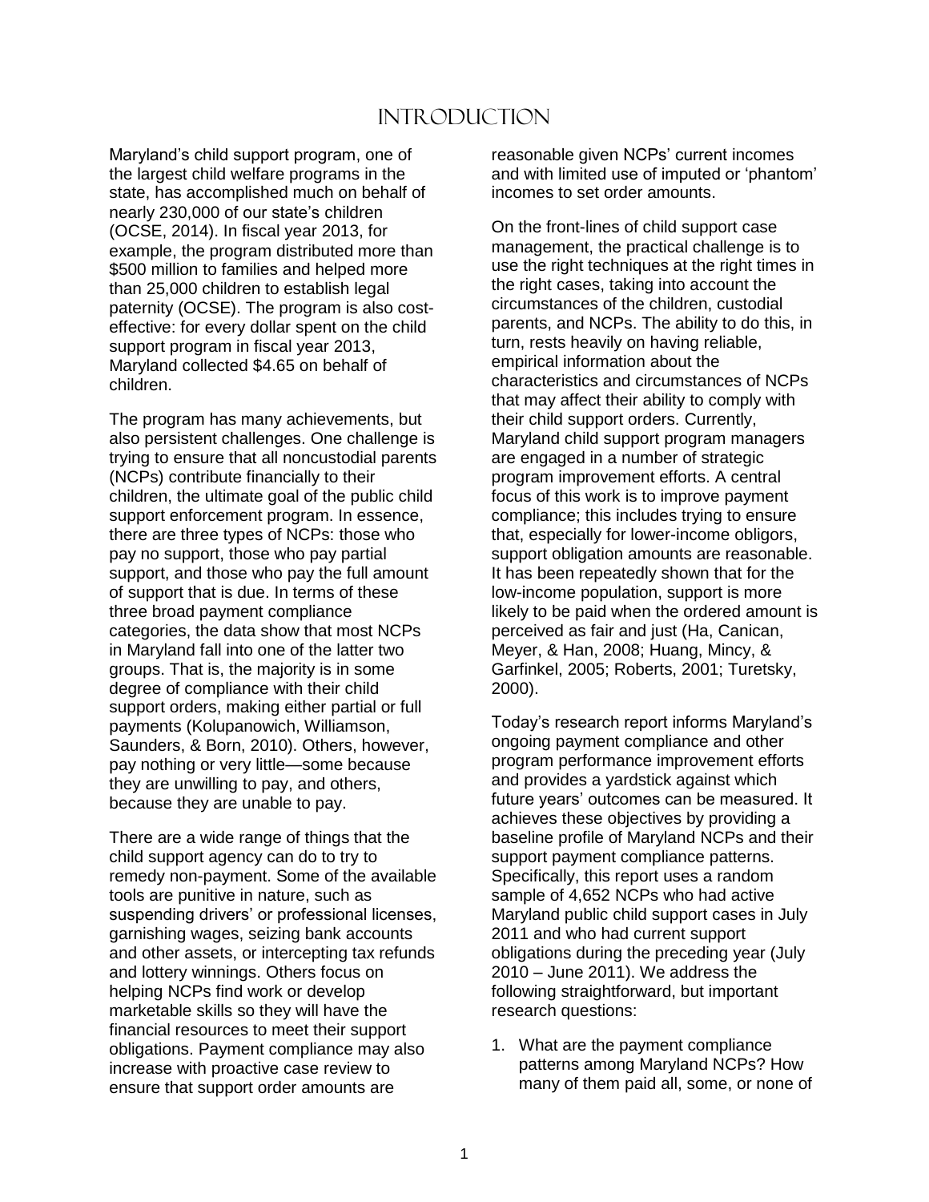# Introduction

Maryland's child support program, one of the largest child welfare programs in the state, has accomplished much on behalf of nearly 230,000 of our state's children (OCSE, 2014). In fiscal year 2013, for example, the program distributed more than $500 million to families and helped more than 25,000 children to establish legal paternity (OCSE). The program is also cost-effective: for every dollar spent on the child support program in fiscal year 2013, Maryland collected $4.65 on behalf of children.

The program has many achievements, but also persistent challenges. One challenge is trying to ensure that all noncustodial parents (NCPs) contribute financially to their children, the ultimate goal of the public child support enforcement program. In essence, there are three types of NCPs: those who pay no support, those who pay partial support, and those who pay the full amount of support that is due. In terms of these three broad payment compliance categories, the data show that most NCPs in Maryland fall into one of the latter two groups. That is, the majority is in some degree of compliance with their child support orders, making either partial or full payments (Kolupanowich, Williamson, Saunders, & Born, 2010). Others, however, pay nothing or very little—some because they are unwilling to pay, and others, because they are unable to pay.

There are a wide range of things that the child support agency can do to try to remedy non-payment. Some of the available tools are punitive in nature, such as suspending drivers' or professional licenses, garnishing wages, seizing bank accounts and other assets, or intercepting tax refunds and lottery winnings. Others focus on helping NCPs find work or develop marketable skills so they will have the financial resources to meet their support obligations. Payment compliance may also increase with proactive case review to ensure that support order amounts are reasonable given NCPs' current incomes and with limited use of imputed or 'phantom' incomes to set order amounts.

On the front-lines of child support case management, the practical challenge is to use the right techniques at the right times in the right cases, taking into account the circumstances of the children, custodial parents, and NCPs. The ability to do this, in turn, rests heavily on having reliable, empirical information about the characteristics and circumstances of NCPs that may affect their ability to comply with their child support orders. Currently, Maryland child support program managers are engaged in a number of strategic program improvement efforts. A central focus of this work is to improve payment compliance; this includes trying to ensure that, especially for lower-income obligors, support obligation amounts are reasonable. It has been repeatedly shown that for the low-income population, support is more likely to be paid when the ordered amount is perceived as fair and just (Ha, Canican, Meyer, & Han, 2008; Huang, Mincy, & Garfinkel, 2005; Roberts, 2001; Turetsky, 2000).

Today's research report informs Maryland's ongoing payment compliance and other program performance improvement efforts and provides a yardstick against which future years' outcomes can be measured. It achieves these objectives by providing a baseline profile of Maryland NCPs and their support payment compliance patterns. Specifically, this report uses a random sample of 4,652 NCPs who had active Maryland public child support cases in July 2011 and who had current support obligations during the preceding year (July 2010 – June 2011). We address the following straightforward, but important research questions:

1. What are the payment compliance patterns among Maryland NCPs? How many of them paid all, some, or none of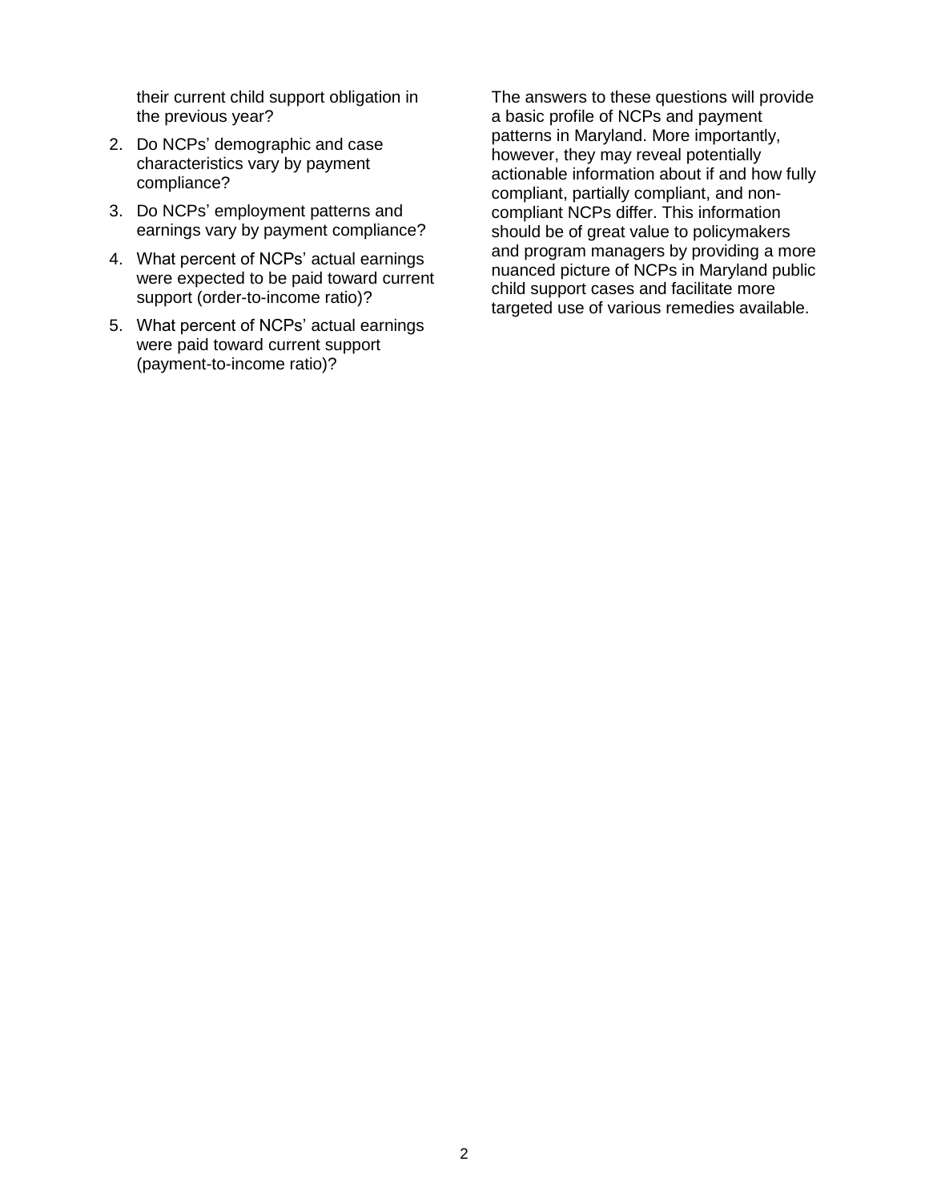their current child support obligation in the previous year?

2. Do NCPs' demographic and case characteristics vary by payment compliance?
3. Do NCPs' employment patterns and earnings vary by payment compliance?
4. What percent of NCPs' actual earnings were expected to be paid toward current support (order-to-income ratio)?
5. What percent of NCPs' actual earnings were paid toward current support (payment-to-income ratio)?

The answers to these questions will provide a basic profile of NCPs and payment patterns in Maryland. More importantly, however, they may reveal potentially actionable information about if and how fully compliant, partially compliant, and non-compliant NCPs differ. This information should be of great value to policymakers and program managers by providing a more nuanced picture of NCPs in Maryland public child support cases and facilitate more targeted use of various remedies available.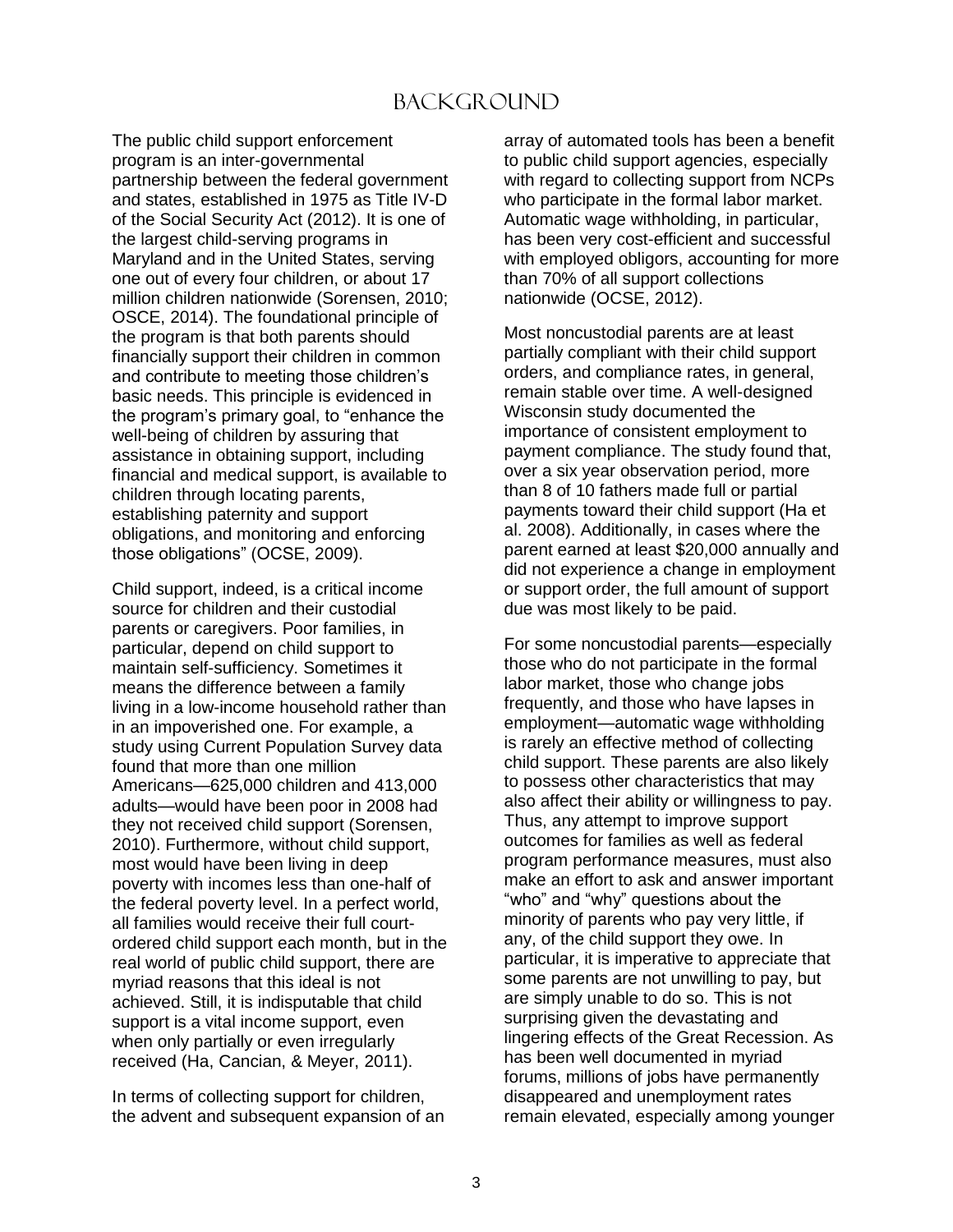# BACKGROUND

The public child support enforcement program is an inter-governmental partnership between the federal government and states, established in 1975 as Title IV-D of the Social Security Act (2012). It is one of the largest child-serving programs in Maryland and in the United States, serving one out of every four children, or about 17 million children nationwide (Sorensen, 2010; OSCE, 2014). The foundational principle of the program is that both parents should financially support their children in common and contribute to meeting those children's basic needs. This principle is evidenced in the program's primary goal, to "enhance the well-being of children by assuring that assistance in obtaining support, including financial and medical support, is available to children through locating parents, establishing paternity and support obligations, and monitoring and enforcing those obligations" (OCSE, 2009).

Child support, indeed, is a critical income source for children and their custodial parents or caregivers. Poor families, in particular, depend on child support to maintain self-sufficiency. Sometimes it means the difference between a family living in a low-income household rather than in an impoverished one. For example, a study using Current Population Survey data found that more than one million Americans—625,000 children and 413,000 adults—would have been poor in 2008 had they not received child support (Sorensen, 2010). Furthermore, without child support, most would have been living in deep poverty with incomes less than one-half of the federal poverty level. In a perfect world, all families would receive their full court-ordered child support each month, but in the real world of public child support, there are myriad reasons that this ideal is not achieved. Still, it is indisputable that child support is a vital income support, even when only partially or even irregularly received (Ha, Cancian, & Meyer, 2011).

In terms of collecting support for children, the advent and subsequent expansion of an array of automated tools has been a benefit to public child support agencies, especially with regard to collecting support from NCPs who participate in the formal labor market. Automatic wage withholding, in particular, has been very cost-efficient and successful with employed obligors, accounting for more than 70% of all support collections nationwide (OCSE, 2012).

Most noncustodial parents are at least partially compliant with their child support orders, and compliance rates, in general, remain stable over time. A well-designed Wisconsin study documented the importance of consistent employment to payment compliance. The study found that, over a six year observation period, more than 8 of 10 fathers made full or partial payments toward their child support (Ha et al. 2008). Additionally, in cases where the parent earned at least $20,000 annually and did not experience a change in employment or support order, the full amount of support due was most likely to be paid.

For some noncustodial parents—especially those who do not participate in the formal labor market, those who change jobs frequently, and those who have lapses in employment—automatic wage withholding is rarely an effective method of collecting child support. These parents are also likely to possess other characteristics that may also affect their ability or willingness to pay. Thus, any attempt to improve support outcomes for families as well as federal program performance measures, must also make an effort to ask and answer important "who" and "why" questions about the minority of parents who pay very little, if any, of the child support they owe. In particular, it is imperative to appreciate that some parents are not unwilling to pay, but are simply unable to do so. This is not surprising given the devastating and lingering effects of the Great Recession. As has been well documented in myriad forums, millions of jobs have permanently disappeared and unemployment rates remain elevated, especially among younger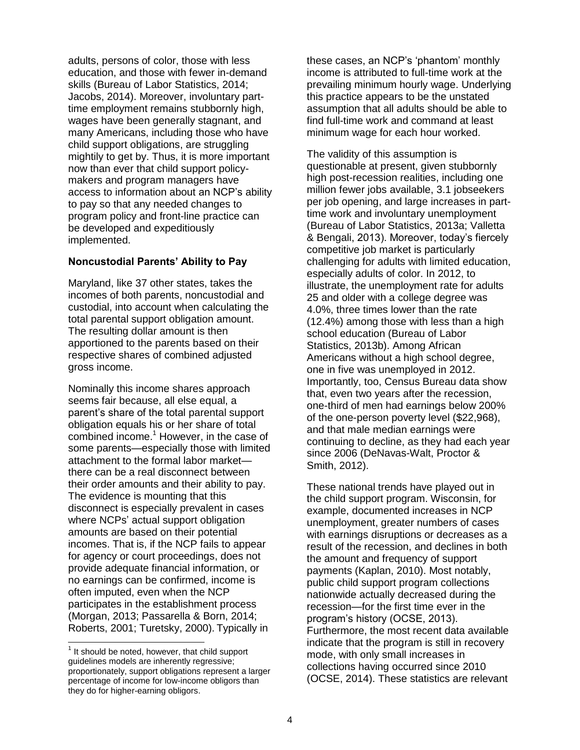adults, persons of color, those with less education, and those with fewer in-demand skills (Bureau of Labor Statistics, 2014; Jacobs, 2014). Moreover, involuntary part-time employment remains stubbornly high, wages have been generally stagnant, and many Americans, including those who have child support obligations, are struggling mightily to get by. Thus, it is more important now than ever that child support policy-makers and program managers have access to information about an NCP's ability to pay so that any needed changes to program policy and front-line practice can be developed and expeditiously implemented.

### Noncustodial Parents' Ability to Pay

Maryland, like 37 other states, takes the incomes of both parents, noncustodial and custodial, into account when calculating the total parental support obligation amount. The resulting dollar amount is then apportioned to the parents based on their respective shares of combined adjusted gross income.

Nominally this income shares approach seems fair because, all else equal, a parent's share of the total parental support obligation equals his or her share of total combined income.[1] However, in the case of some parents—especially those with limited attachment to the formal labor market—there can be a real disconnect between their order amounts and their ability to pay. The evidence is mounting that this disconnect is especially prevalent in cases where NCPs' actual support obligation amounts are based on their potential incomes. That is, if the NCP fails to appear for agency or court proceedings, does not provide adequate financial information, or no earnings can be confirmed, income is often imputed, even when the NCP participates in the establishment process (Morgan, 2013; Passarella & Born, 2014; Roberts, 2001; Turetsky, 2000). Typically in these cases, an NCP's 'phantom' monthly income is attributed to full-time work at the prevailing minimum hourly wage. Underlying this practice appears to be the unstated assumption that all adults should be able to find full-time work and command at least minimum wage for each hour worked.

The validity of this assumption is questionable at present, given stubbornly high post-recession realities, including one million fewer jobs available, 3.1 jobseekers per job opening, and large increases in part-time work and involuntary unemployment (Bureau of Labor Statistics, 2013a; Valletta & Bengali, 2013). Moreover, today's fiercely competitive job market is particularly challenging for adults with limited education, especially adults of color. In 2012, to illustrate, the unemployment rate for adults 25 and older with a college degree was 4.0%, three times lower than the rate (12.4%) among those with less than a high school education (Bureau of Labor Statistics, 2013b). Among African Americans without a high school degree, one in five was unemployed in 2012. Importantly, too, Census Bureau data show that, even two years after the recession, one-third of men had earnings below 200% of the one-person poverty level ($22,968), and that male median earnings were continuing to decline, as they had each year since 2006 (DeNavas-Walt, Proctor & Smith, 2012).

These national trends have played out in the child support program. Wisconsin, for example, documented increases in NCP unemployment, greater numbers of cases with earnings disruptions or decreases as a result of the recession, and declines in both the amount and frequency of support payments (Kaplan, 2010). Most notably, public child support program collections nationwide actually decreased during the recession—for the first time ever in the program's history (OCSE, 2013). Furthermore, the most recent data available indicate that the program is still in recovery mode, with only small increases in collections having occurred since 2010 (OCSE, 2014). These statistics are relevant

[1] It should be noted, however, that child support guidelines models are inherently regressive; proportionately, support obligations represent a larger percentage of income for low-income obligors than they do for higher-earning obligors.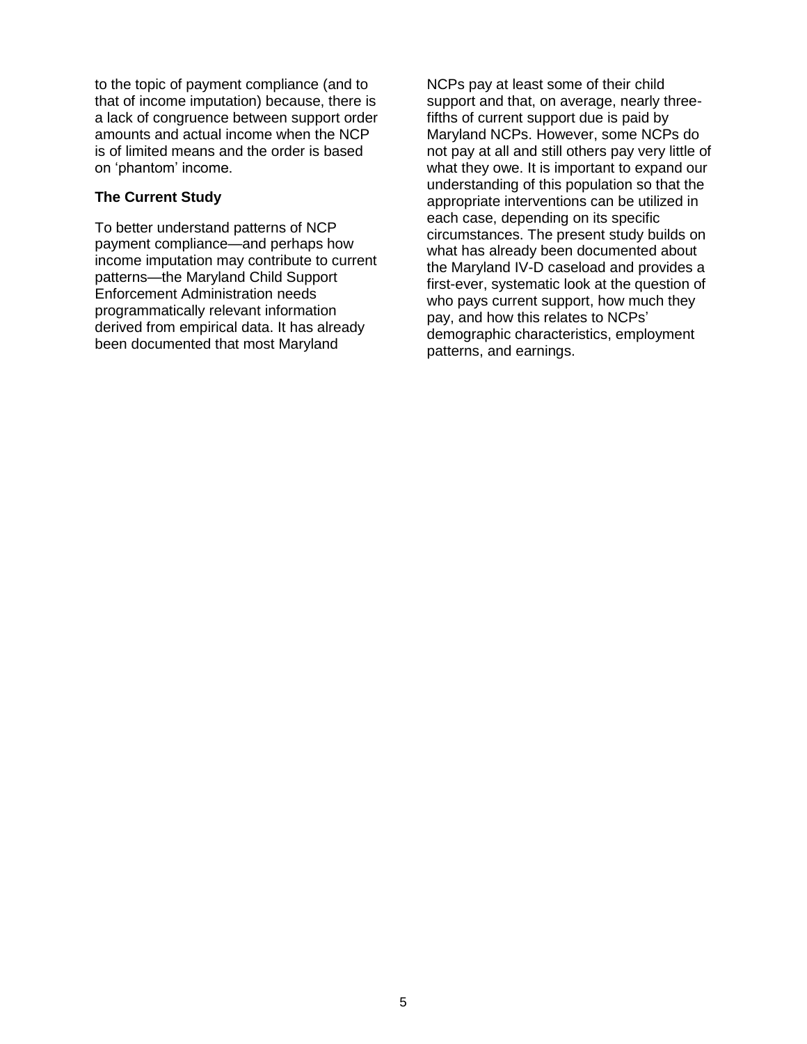to the topic of payment compliance (and to that of income imputation) because, there is a lack of congruence between support order amounts and actual income when the NCP is of limited means and the order is based on 'phantom' income.

### The Current Study

To better understand patterns of NCP payment compliance—and perhaps how income imputation may contribute to current patterns—the Maryland Child Support Enforcement Administration needs programmatically relevant information derived from empirical data. It has already been documented that most Maryland NCPs pay at least some of their child support and that, on average, nearly three-fifths of current support due is paid by Maryland NCPs. However, some NCPs do not pay at all and still others pay very little of what they owe. It is important to expand our understanding of this population so that the appropriate interventions can be utilized in each case, depending on its specific circumstances. The present study builds on what has already been documented about the Maryland IV-D caseload and provides a first-ever, systematic look at the question of who pays current support, how much they pay, and how this relates to NCPs' demographic characteristics, employment patterns, and earnings.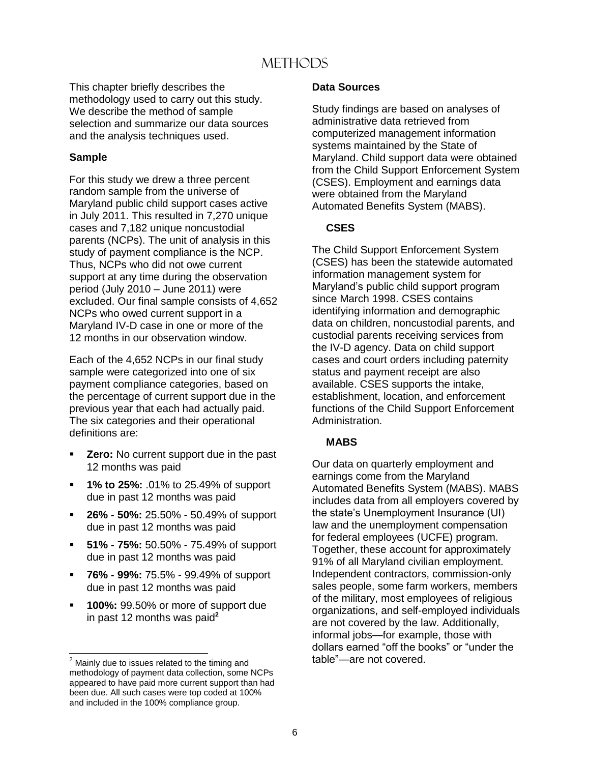# METHODS

This chapter briefly describes the methodology used to carry out this study. We describe the method of sample selection and summarize our data sources and the analysis techniques used.

## Sample

For this study we drew a three percent random sample from the universe of Maryland public child support cases active in July 2011. This resulted in 7,270 unique cases and 7,182 unique noncustodial parents (NCPs). The unit of analysis in this study of payment compliance is the NCP. Thus, NCPs who did not owe current support at any time during the observation period (July 2010 – June 2011) were excluded. Our final sample consists of 4,652 NCPs who owed current support in a Maryland IV-D case in one or more of the 12 months in our observation window.

Each of the 4,652 NCPs in our final study sample were categorized into one of six payment compliance categories, based on the percentage of current support due in the previous year that each had actually paid. The six categories and their operational definitions are:

- **Zero:** No current support due in the past 12 months was paid
- **1% to 25%:** .01% to 25.49% of support due in past 12 months was paid
- **26% - 50%:** 25.50% - 50.49% of support due in past 12 months was paid
- **51% - 75%:** 50.50% - 75.49% of support due in past 12 months was paid
- **76% - 99%:** 75.5% - 99.49% of support due in past 12 months was paid
- **100%:** 99.50% or more of support due in past 12 months was paid[2]

[2] Mainly due to issues related to the timing and methodology of payment data collection, some NCPs appeared to have paid more current support than had been due. All such cases were top coded at 100% and included in the 100% compliance group.

## Data Sources

Study findings are based on analyses of administrative data retrieved from computerized management information systems maintained by the State of Maryland. Child support data were obtained from the Child Support Enforcement System (CSES). Employment and earnings data were obtained from the Maryland Automated Benefits System (MABS).

### CSES

The Child Support Enforcement System (CSES) has been the statewide automated information management system for Maryland's public child support program since March 1998. CSES contains identifying information and demographic data on children, noncustodial parents, and custodial parents receiving services from the IV-D agency. Data on child support cases and court orders including paternity status and payment receipt are also available. CSES supports the intake, establishment, location, and enforcement functions of the Child Support Enforcement Administration.

### MABS

Our data on quarterly employment and earnings come from the Maryland Automated Benefits System (MABS). MABS includes data from all employers covered by the state's Unemployment Insurance (UI) law and the unemployment compensation for federal employees (UCFE) program. Together, these account for approximately 91% of all Maryland civilian employment. Independent contractors, commission-only sales people, some farm workers, members of the military, most employees of religious organizations, and self-employed individuals are not covered by the law. Additionally, informal jobs—for example, those with dollars earned "off the books" or "under the table"—are not covered.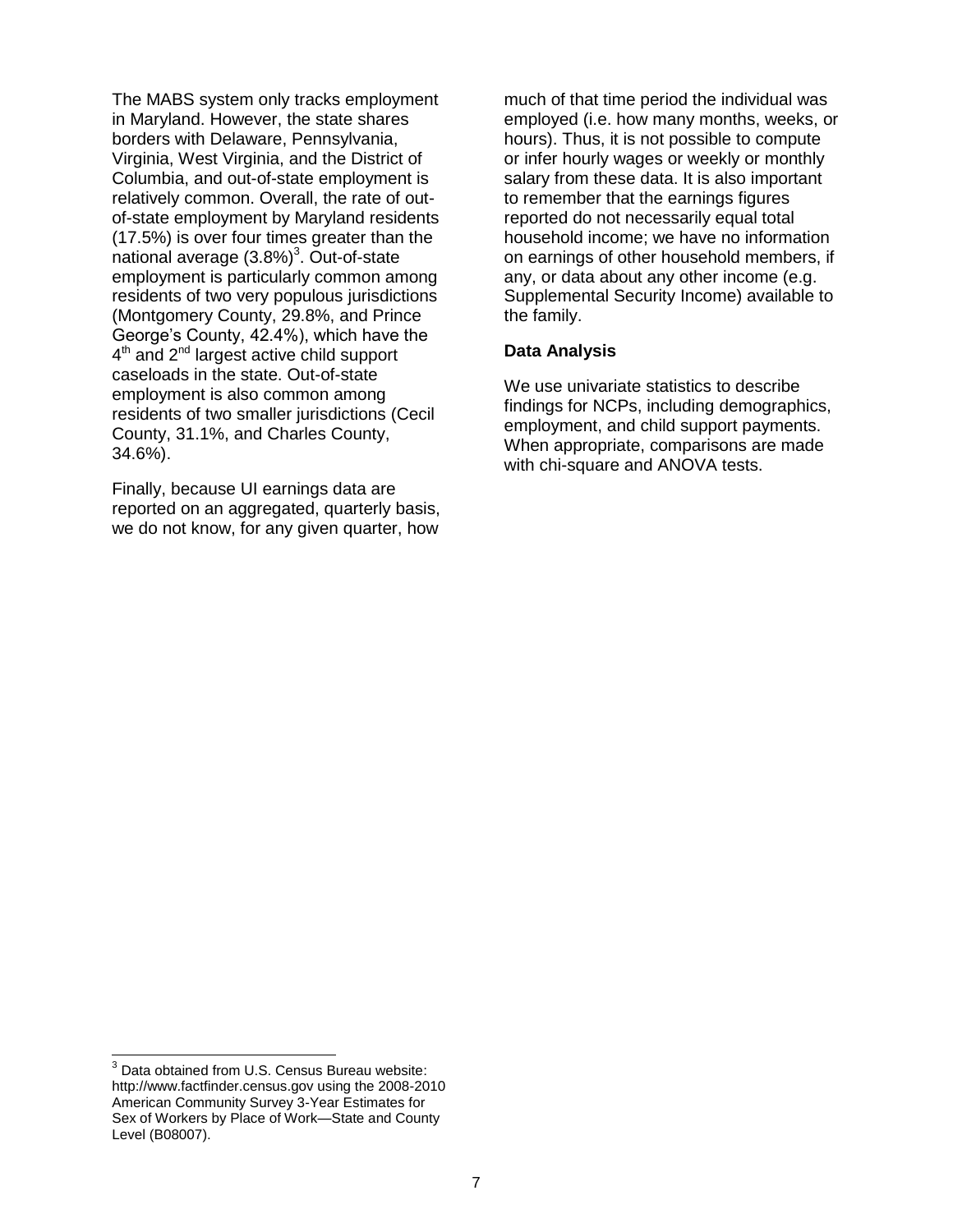The MABS system only tracks employment in Maryland. However, the state shares borders with Delaware, Pennsylvania, Virginia, West Virginia, and the District of Columbia, and out-of-state employment is relatively common. Overall, the rate of out-of-state employment by Maryland residents (17.5%) is over four times greater than the national average (3.8%)[3]. Out-of-state employment is particularly common among residents of two very populous jurisdictions (Montgomery County, 29.8%, and Prince George's County, 42.4%), which have the 4th and 2nd largest active child support caseloads in the state. Out-of-state employment is also common among residents of two smaller jurisdictions (Cecil County, 31.1%, and Charles County, 34.6%).

Finally, because UI earnings data are reported on an aggregated, quarterly basis, we do not know, for any given quarter, how much of that time period the individual was employed (i.e. how many months, weeks, or hours). Thus, it is not possible to compute or infer hourly wages or weekly or monthly salary from these data. It is also important to remember that the earnings figures reported do not necessarily equal total household income; we have no information on earnings of other household members, if any, or data about any other income (e.g. Supplemental Security Income) available to the family.

### Data Analysis

We use univariate statistics to describe findings for NCPs, including demographics, employment, and child support payments. When appropriate, comparisons are made with chi-square and ANOVA tests.

[3] Data obtained from U.S. Census Bureau website: http://www.factfinder.census.gov using the 2008-2010 American Community Survey 3-Year Estimates for Sex of Workers by Place of Work—State and County Level (B08007).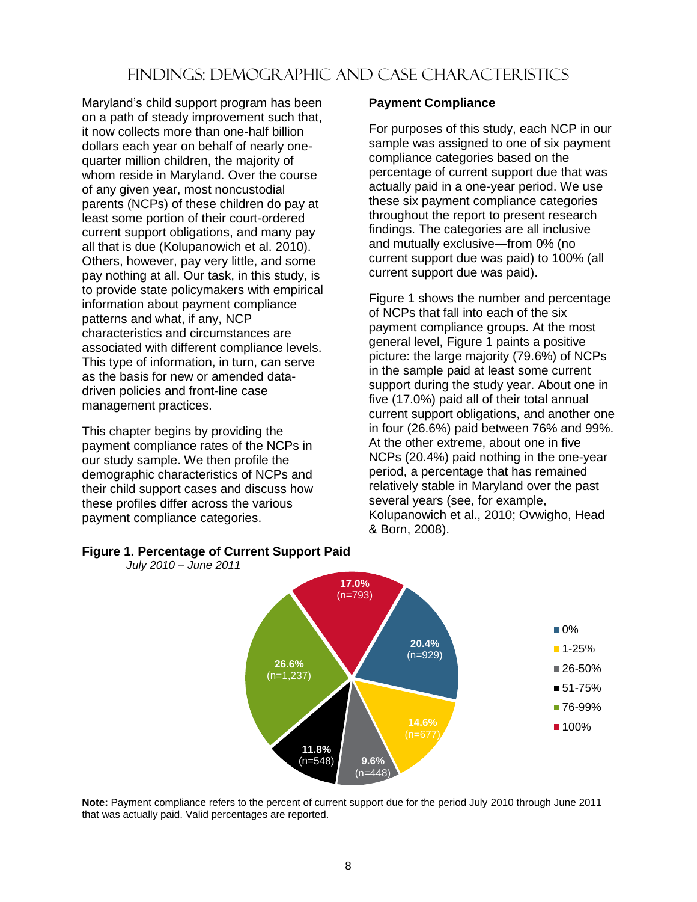# Findings: Demographic and Case Characteristics

Maryland's child support program has been on a path of steady improvement such that, it now collects more than one-half billion dollars each year on behalf of nearly one-quarter million children, the majority of whom reside in Maryland. Over the course of any given year, most noncustodial parents (NCPs) of these children do pay at least some portion of their court-ordered current support obligations, and many pay all that is due (Kolupanowich et al. 2010). Others, however, pay very little, and some pay nothing at all. Our task, in this study, is to provide state policymakers with empirical information about payment compliance patterns and what, if any, NCP characteristics and circumstances are associated with different compliance levels. This type of information, in turn, can serve as the basis for new or amended data-driven policies and front-line case management practices.

This chapter begins by providing the payment compliance rates of the NCPs in our study sample. We then profile the demographic characteristics of NCPs and their child support cases and discuss how these profiles differ across the various payment compliance categories.

**Payment Compliance**

For purposes of this study, each NCP in our sample was assigned to one of six payment compliance categories based on the percentage of current support due that was actually paid in a one-year period. We use these six payment compliance categories throughout the report to present research findings. The categories are all inclusive and mutually exclusive—from 0% (no current support due was paid) to 100% (all current support due was paid).

Figure 1 shows the number and percentage of NCPs that fall into each of the six payment compliance groups. At the most general level, Figure 1 paints a positive picture: the large majority (79.6%) of NCPs in the sample paid at least some current support during the study year. About one in five (17.0%) paid all of their total annual current support obligations, and another one in four (26.6%) paid between 76% and 99%. At the other extreme, about one in five NCPs (20.4%) paid nothing in the one-year period, a percentage that has remained relatively stable in Maryland over the past several years (see, for example, Kolupanowich et al., 2010; Ovwigho, Head & Born, 2008).

**Figure 1. Percentage of Current Support Paid**
*July 2010 – June 2011*

| Percentage of Current Support Paid | Percent | n |
|---|---|---|
| 0% | 20.4% | 929 |
| 1-25% | 14.6% | 677 |
| 26-50% | 9.6% | 448 |
| 51-75% | 11.8% | 548 |
| 76-99% | 26.6% | 1,237 |
| 100% | 17.0% | 793 |

**Note:** Payment compliance refers to the percent of current support due for the period July 2010 through June 2011 that was actually paid. Valid percentages are reported.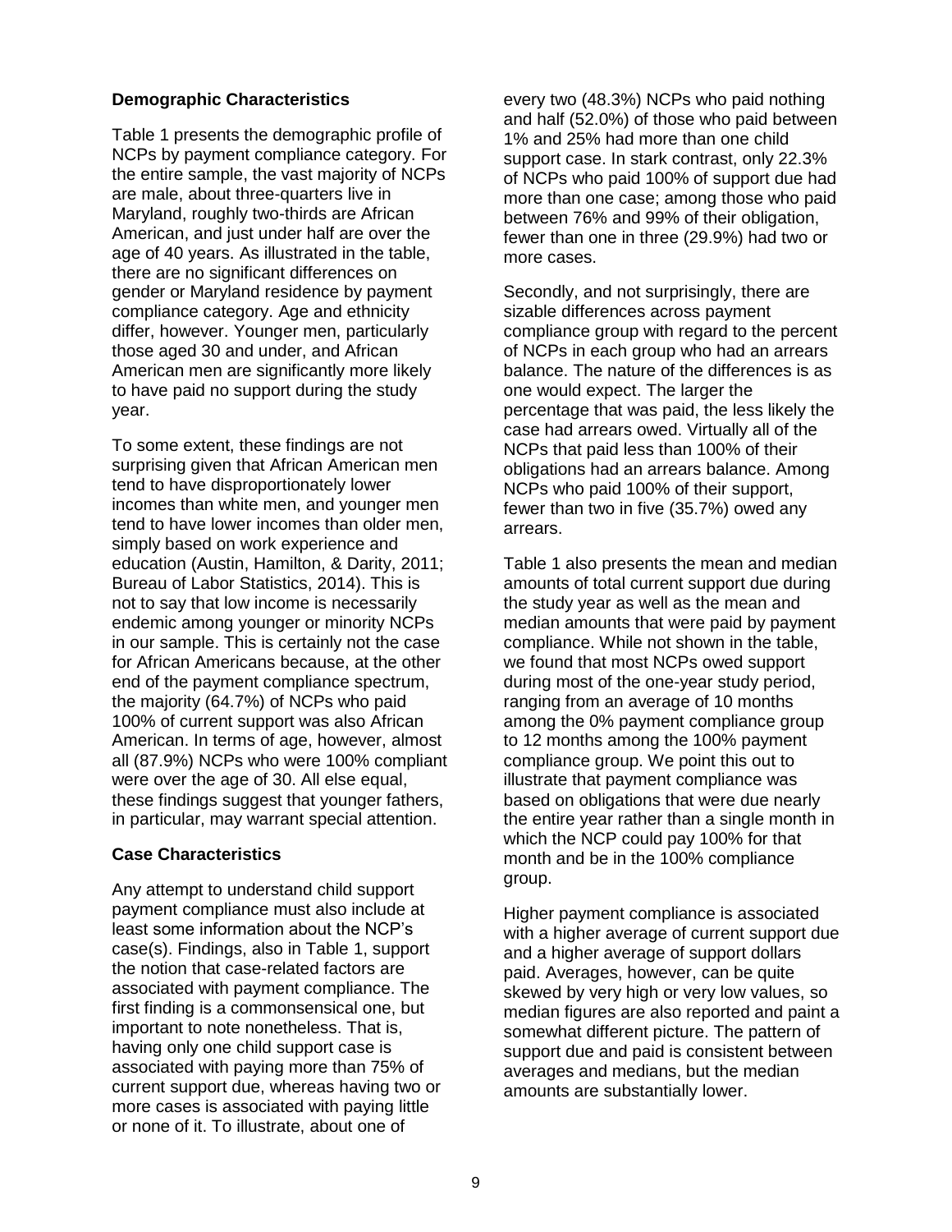### Demographic Characteristics

Table 1 presents the demographic profile of NCPs by payment compliance category. For the entire sample, the vast majority of NCPs are male, about three-quarters live in Maryland, roughly two-thirds are African American, and just under half are over the age of 40 years. As illustrated in the table, there are no significant differences on gender or Maryland residence by payment compliance category. Age and ethnicity differ, however. Younger men, particularly those aged 30 and under, and African American men are significantly more likely to have paid no support during the study year.

To some extent, these findings are not surprising given that African American men tend to have disproportionately lower incomes than white men, and younger men tend to have lower incomes than older men, simply based on work experience and education (Austin, Hamilton, & Darity, 2011; Bureau of Labor Statistics, 2014). This is not to say that low income is necessarily endemic among younger or minority NCPs in our sample. This is certainly not the case for African Americans because, at the other end of the payment compliance spectrum, the majority (64.7%) of NCPs who paid 100% of current support was also African American. In terms of age, however, almost all (87.9%) NCPs who were 100% compliant were over the age of 30. All else equal, these findings suggest that younger fathers, in particular, may warrant special attention.

### Case Characteristics

Any attempt to understand child support payment compliance must also include at least some information about the NCP's case(s). Findings, also in Table 1, support the notion that case-related factors are associated with payment compliance. The first finding is a commonsensical one, but important to note nonetheless. That is, having only one child support case is associated with paying more than 75% of current support due, whereas having two or more cases is associated with paying little or none of it. To illustrate, about one of every two (48.3%) NCPs who paid nothing and half (52.0%) of those who paid between 1% and 25% had more than one child support case. In stark contrast, only 22.3% of NCPs who paid 100% of support due had more than one case; among those who paid between 76% and 99% of their obligation, fewer than one in three (29.9%) had two or more cases.

Secondly, and not surprisingly, there are sizable differences across payment compliance group with regard to the percent of NCPs in each group who had an arrears balance. The nature of the differences is as one would expect. The larger the percentage that was paid, the less likely the case had arrears owed. Virtually all of the NCPs that paid less than 100% of their obligations had an arrears balance. Among NCPs who paid 100% of their support, fewer than two in five (35.7%) owed any arrears.

Table 1 also presents the mean and median amounts of total current support due during the study year as well as the mean and median amounts that were paid by payment compliance. While not shown in the table, we found that most NCPs owed support during most of the one-year study period, ranging from an average of 10 months among the 0% payment compliance group to 12 months among the 100% payment compliance group. We point this out to illustrate that payment compliance was based on obligations that were due nearly the entire year rather than a single month in which the NCP could pay 100% for that month and be in the 100% compliance group.

Higher payment compliance is associated with a higher average of current support due and a higher average of support dollars paid. Averages, however, can be quite skewed by very high or very low values, so median figures are also reported and paint a somewhat different picture. The pattern of support due and paid is consistent between averages and medians, but the median amounts are substantially lower.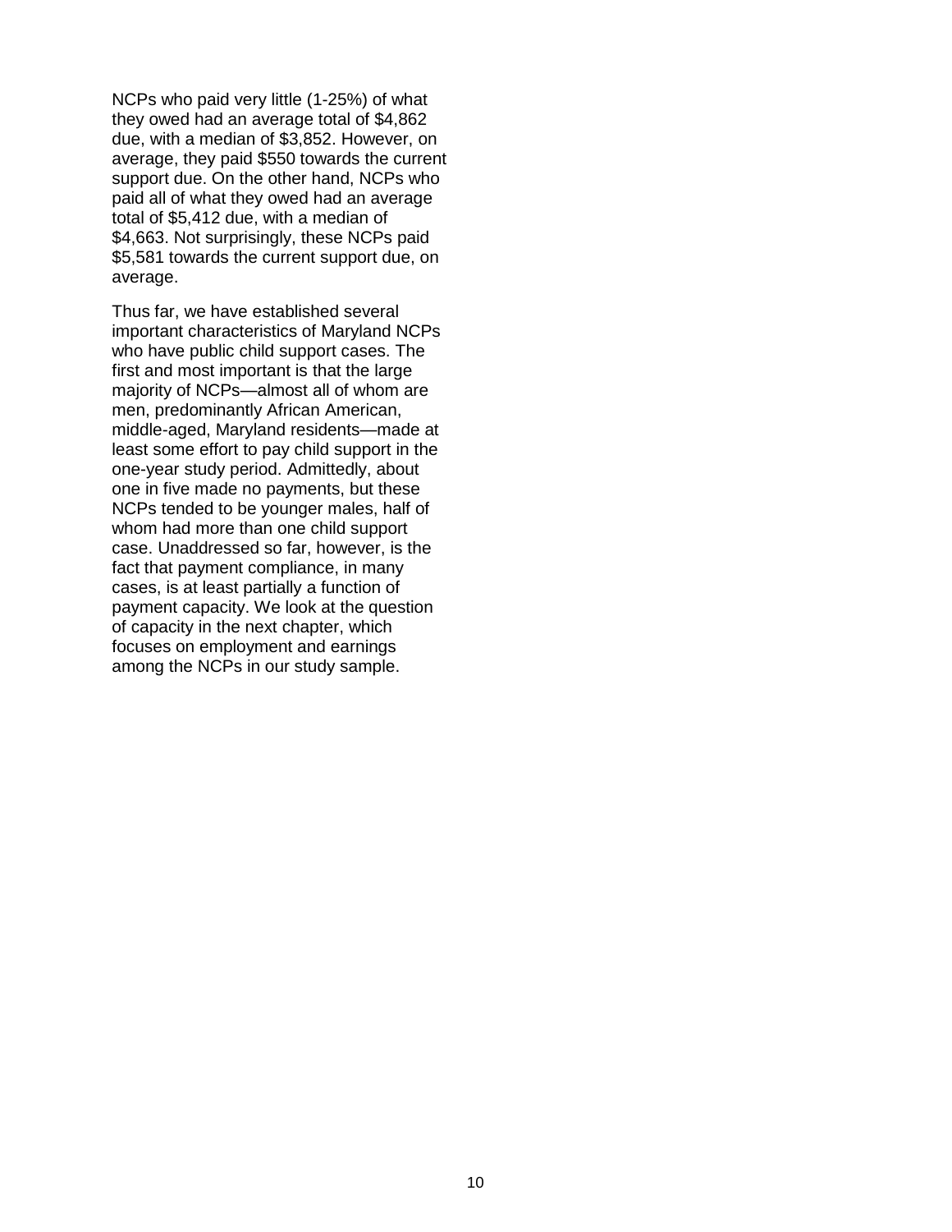NCPs who paid very little (1-25%) of what they owed had an average total of $4,862 due, with a median of $3,852. However, on average, they paid $550 towards the current support due. On the other hand, NCPs who paid all of what they owed had an average total of $5,412 due, with a median of $4,663. Not surprisingly, these NCPs paid $5,581 towards the current support due, on average.

Thus far, we have established several important characteristics of Maryland NCPs who have public child support cases. The first and most important is that the large majority of NCPs—almost all of whom are men, predominantly African American, middle-aged, Maryland residents—made at least some effort to pay child support in the one-year study period. Admittedly, about one in five made no payments, but these NCPs tended to be younger males, half of whom had more than one child support case. Unaddressed so far, however, is the fact that payment compliance, in many cases, is at least partially a function of payment capacity. We look at the question of capacity in the next chapter, which focuses on employment and earnings among the NCPs in our study sample.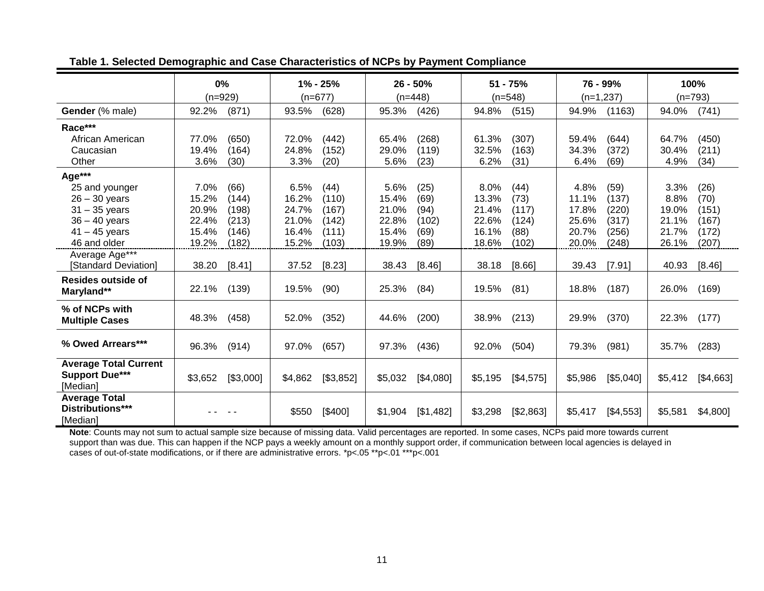**Table 1. Selected Demographic and Case Characteristics of NCPs by Payment Compliance**

| | 0% (n=929) | | 1% - 25% (n=677) | | 26 - 50% (n=448) | | 51 - 75% (n=548) | | 76 - 99% (n=1,237) | | 100% (n=793) | |
|---|---|---|---|---|---|---|---|---|---|---|---|---|
| **Gender** (% male) | 92.2% | (871) | 93.5% | (628) | 95.3% | (426) | 94.8% | (515) | 94.9% | (1163) | 94.0% | (741) |
| **Race*** ** | | | | | | | | | | | | |
| African American | 77.0% | (650) | 72.0% | (442) | 65.4% | (268) | 61.3% | (307) | 59.4% | (644) | 64.7% | (450) |
| Caucasian | 19.4% | (164) | 24.8% | (152) | 29.0% | (119) | 32.5% | (163) | 34.3% | (372) | 30.4% | (211) |
| Other | 3.6% | (30) | 3.3% | (20) | 5.6% | (23) | 6.2% | (31) | 6.4% | (69) | 4.9% | (34) |
| **Age*** ** | | | | | | | | | | | | |
| 25 and younger | 7.0% | (66) | 6.5% | (44) | 5.6% | (25) | 8.0% | (44) | 4.8% | (59) | 3.3% | (26) |
| 26 – 30 years | 15.2% | (144) | 16.2% | (110) | 15.4% | (69) | 13.3% | (73) | 11.1% | (137) | 8.8% | (70) |
| 31 – 35 years | 20.9% | (198) | 24.7% | (167) | 21.0% | (94) | 21.4% | (117) | 17.8% | (220) | 19.0% | (151) |
| 36 – 40 years | 22.4% | (213) | 21.0% | (142) | 22.8% | (102) | 22.6% | (124) | 25.6% | (317) | 21.1% | (167) |
| 41 – 45 years | 15.4% | (146) | 16.4% | (111) | 15.4% | (69) | 16.1% | (88) | 20.7% | (256) | 21.7% | (172) |
| 46 and older | 19.2% | (182) | 15.2% | (103) | 19.9% | (89) | 18.6% | (102) | 20.0% | (248) | 26.1% | (207) |
| Average Age*** [Standard Deviation] | 38.20 | [8.41] | 37.52 | [8.23] | 38.43 | [8.46] | 38.18 | [8.66] | 39.43 | [7.91] | 40.93 | [8.46] |
| **Resides outside of Maryland*** * | 22.1% | (139) | 19.5% | (90) | 25.3% | (84) | 19.5% | (81) | 18.8% | (187) | 26.0% | (169) |
| **% of NCPs with Multiple Cases** | 48.3% | (458) | 52.0% | (352) | 44.6% | (200) | 38.9% | (213) | 29.9% | (370) | 22.3% | (177) |
| **% Owed Arrears*** ** | 96.3% | (914) | 97.0% | (657) | 97.3% | (436) | 92.0% | (504) | 79.3% | (981) | 35.7% | (283) |
| **Average Total Current Support Due*** ** [Median] | $3,652 | [$3,000] | $4,862 | [$3,852] | $5,032 | [$4,080] | $5,195 | [$4,575] | $5,986 | [$5,040] | $5,412 | [$4,663] |
| **Average Total Distributions*** ** [Median] | - - | - - | $550 | [$400] | $1,904 | [$1,482] | $3,298 | [$2,863] | $5,417 | [$4,553] | $5,581 | $4,800] |

**Note**: Counts may not sum to actual sample size because of missing data. Valid percentages are reported. In some cases, NCPs paid more towards current support than was due. This can happen if the NCP pays a weekly amount on a monthly support order, if communication between local agencies is delayed in cases of out-of-state modifications, or if there are administrative errors. *p<.05 **p<.01 ***p<.001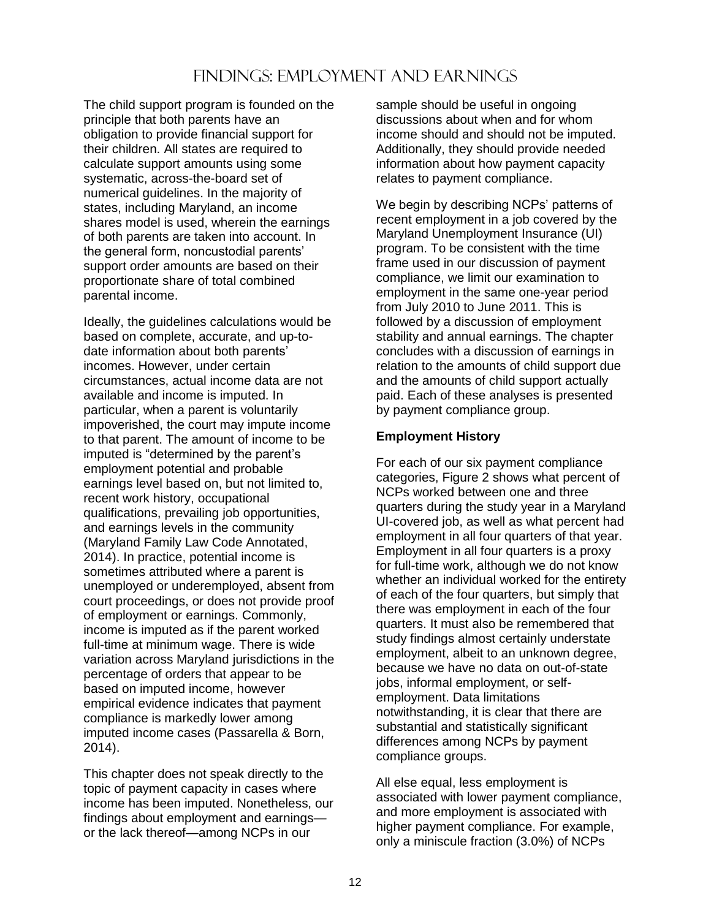# Findings: Employment and Earnings

The child support program is founded on the principle that both parents have an obligation to provide financial support for their children. All states are required to calculate support amounts using some systematic, across-the-board set of numerical guidelines. In the majority of states, including Maryland, an income shares model is used, wherein the earnings of both parents are taken into account. In the general form, noncustodial parents' support order amounts are based on their proportionate share of total combined parental income.

Ideally, the guidelines calculations would be based on complete, accurate, and up-to-date information about both parents' incomes. However, under certain circumstances, actual income data are not available and income is imputed. In particular, when a parent is voluntarily impoverished, the court may impute income to that parent. The amount of income to be imputed is "determined by the parent's employment potential and probable earnings level based on, but not limited to, recent work history, occupational qualifications, prevailing job opportunities, and earnings levels in the community (Maryland Family Law Code Annotated, 2014). In practice, potential income is sometimes attributed where a parent is unemployed or underemployed, absent from court proceedings, or does not provide proof of employment or earnings. Commonly, income is imputed as if the parent worked full-time at minimum wage. There is wide variation across Maryland jurisdictions in the percentage of orders that appear to be based on imputed income, however empirical evidence indicates that payment compliance is markedly lower among imputed income cases (Passarella & Born, 2014).

This chapter does not speak directly to the topic of payment capacity in cases where income has been imputed. Nonetheless, our findings about employment and earnings—or the lack thereof—among NCPs in our sample should be useful in ongoing discussions about when and for whom income should and should not be imputed. Additionally, they should provide needed information about how payment capacity relates to payment compliance.

We begin by describing NCPs' patterns of recent employment in a job covered by the Maryland Unemployment Insurance (UI) program. To be consistent with the time frame used in our discussion of payment compliance, we limit our examination to employment in the same one-year period from July 2010 to June 2011. This is followed by a discussion of employment stability and annual earnings. The chapter concludes with a discussion of earnings in relation to the amounts of child support due and the amounts of child support actually paid. Each of these analyses is presented by payment compliance group.

**Employment History**

For each of our six payment compliance categories, Figure 2 shows what percent of NCPs worked between one and three quarters during the study year in a Maryland UI-covered job, as well as what percent had employment in all four quarters of that year. Employment in all four quarters is a proxy for full-time work, although we do not know whether an individual worked for the entirety of each of the four quarters, but simply that there was employment in each of the four quarters. It must also be remembered that study findings almost certainly understate employment, albeit to an unknown degree, because we have no data on out-of-state jobs, informal employment, or self-employment. Data limitations notwithstanding, it is clear that there are substantial and statistically significant differences among NCPs by payment compliance groups.

All else equal, less employment is associated with lower payment compliance, and more employment is associated with higher payment compliance. For example, only a miniscule fraction (3.0%) of NCPs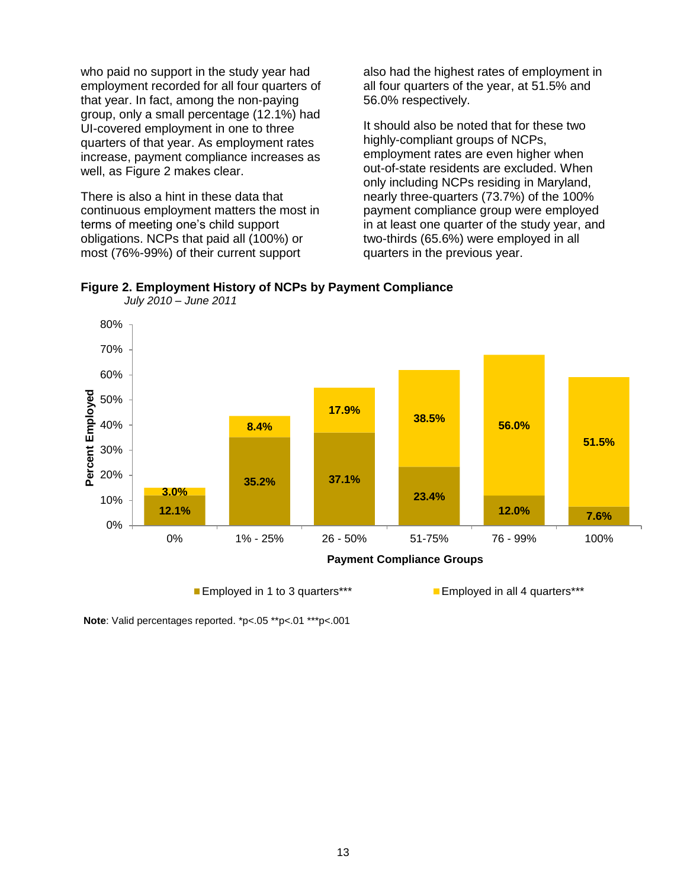who paid no support in the study year had employment recorded for all four quarters of that year. In fact, among the non-paying group, only a small percentage (12.1%) had UI-covered employment in one to three quarters of that year. As employment rates increase, payment compliance increases as well, as Figure 2 makes clear.

There is also a hint in these data that continuous employment matters the most in terms of meeting one's child support obligations. NCPs that paid all (100%) or most (76%-99%) of their current support also had the highest rates of employment in all four quarters of the year, at 51.5% and 56.0% respectively.

It should also be noted that for these two highly-compliant groups of NCPs, employment rates are even higher when out-of-state residents are excluded. When only including NCPs residing in Maryland, nearly three-quarters (73.7%) of the 100% payment compliance group were employed in at least one quarter of the study year, and two-thirds (65.6%) were employed in all quarters in the previous year.

**Figure 2. Employment History of NCPs by Payment Compliance**

*July 2010 – June 2011*

| Payment Compliance Groups | Employed in 1 to 3 quarters*** | Employed in all 4 quarters*** |
|---|---|---|
| 0% | 12.1% | 3.0% |
| 1% - 25% | 35.2% | 8.4% |
| 26 - 50% | 37.1% | 17.9% |
| 51-75% | 23.4% | 38.5% |
| 76 - 99% | 12.0% | 56.0% |
| 100% | 7.6% | 51.5% |

**Note**: Valid percentages reported. *p<.05 **p<.01 ***p<.001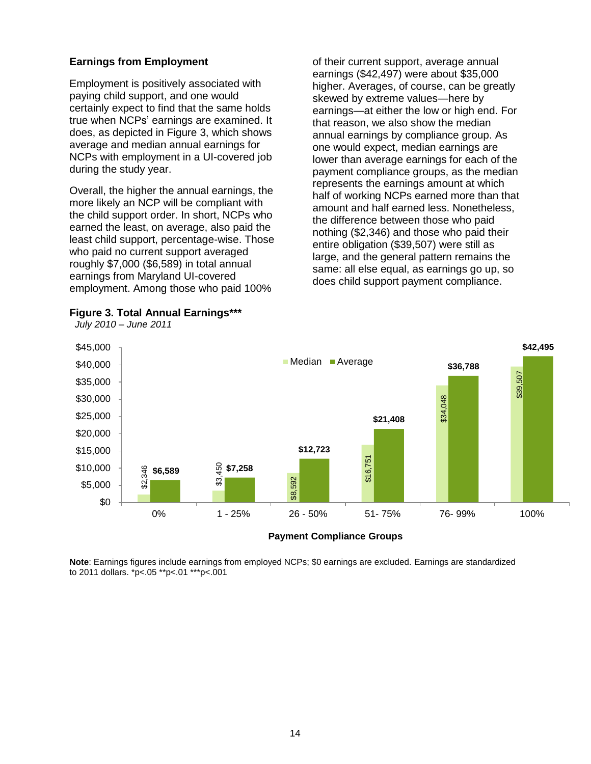### Earnings from Employment

Employment is positively associated with paying child support, and one would certainly expect to find that the same holds true when NCPs' earnings are examined. It does, as depicted in Figure 3, which shows average and median annual earnings for NCPs with employment in a UI-covered job during the study year.

Overall, the higher the annual earnings, the more likely an NCP will be compliant with the child support order. In short, NCPs who earned the least, on average, also paid the least child support, percentage-wise. Those who paid no current support averaged roughly $7,000 ($6,589) in total annual earnings from Maryland UI-covered employment. Among those who paid 100% of their current support, average annual earnings ($42,497) were about $35,000 higher. Averages, of course, can be greatly skewed by extreme values—here by earnings—at either the low or high end. For that reason, we also show the median annual earnings by compliance group. As one would expect, median earnings are lower than average earnings for each of the payment compliance groups, as the median represents the earnings amount at which half of working NCPs earned more than that amount and half earned less. Nonetheless, the difference between those who paid nothing ($2,346) and those who paid their entire obligation ($39,507) were still as large, and the general pattern remains the same: all else equal, as earnings go up, so does child support payment compliance.

**Figure 3. Total Annual Earnings*****

*July 2010 – June 2011*

| Payment Compliance Groups | Median | Average |
|---|---|---|
| 0% | $2,346 | $6,589 |
| 1 - 25% | $3,450 | $7,258 |
| 26 - 50% | $8,592 | $12,723 |
| 51- 75% | $16,751 | $21,408 |
| 76- 99% | $34,048 | $36,788 |
| 100% | $39,507 | $42,495 |

**Note**: Earnings figures include earnings from employed NCPs; $0 earnings are excluded. Earnings are standardized to 2011 dollars. *p<.05 **p<.01 ***p<.001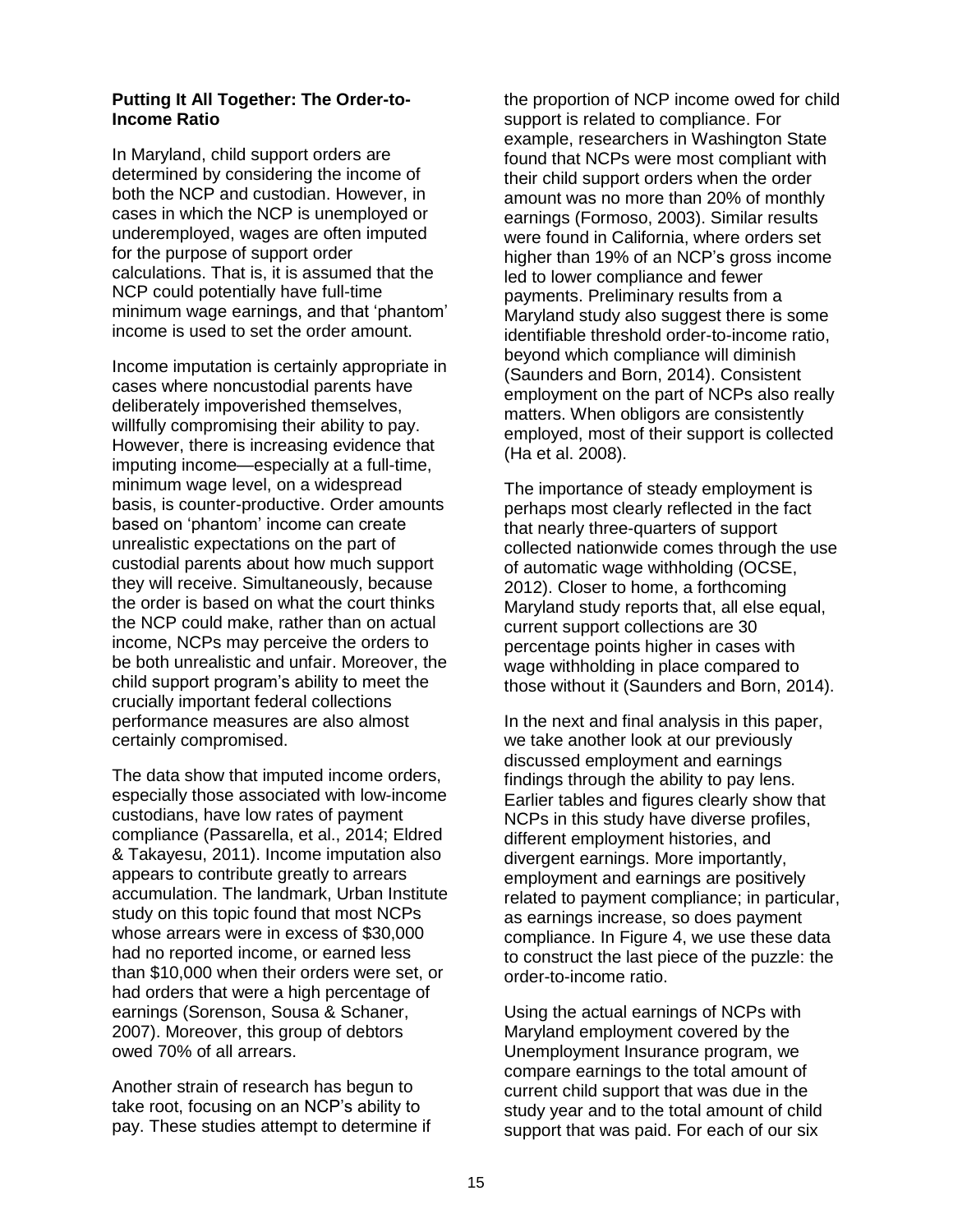### Putting It All Together: The Order-to-Income Ratio

In Maryland, child support orders are determined by considering the income of both the NCP and custodian. However, in cases in which the NCP is unemployed or underemployed, wages are often imputed for the purpose of support order calculations. That is, it is assumed that the NCP could potentially have full-time minimum wage earnings, and that 'phantom' income is used to set the order amount.

Income imputation is certainly appropriate in cases where noncustodial parents have deliberately impoverished themselves, willfully compromising their ability to pay. However, there is increasing evidence that imputing income—especially at a full-time, minimum wage level, on a widespread basis, is counter-productive. Order amounts based on 'phantom' income can create unrealistic expectations on the part of custodial parents about how much support they will receive. Simultaneously, because the order is based on what the court thinks the NCP could make, rather than on actual income, NCPs may perceive the orders to be both unrealistic and unfair. Moreover, the child support program's ability to meet the crucially important federal collections performance measures are also almost certainly compromised.

The data show that imputed income orders, especially those associated with low-income custodians, have low rates of payment compliance (Passarella, et al., 2014; Eldred & Takayesu, 2011). Income imputation also appears to contribute greatly to arrears accumulation. The landmark, Urban Institute study on this topic found that most NCPs whose arrears were in excess of $30,000 had no reported income, or earned less than $10,000 when their orders were set, or had orders that were a high percentage of earnings (Sorenson, Sousa & Schaner, 2007). Moreover, this group of debtors owed 70% of all arrears.

Another strain of research has begun to take root, focusing on an NCP's ability to pay. These studies attempt to determine if the proportion of NCP income owed for child support is related to compliance. For example, researchers in Washington State found that NCPs were most compliant with their child support orders when the order amount was no more than 20% of monthly earnings (Formoso, 2003). Similar results were found in California, where orders set higher than 19% of an NCP's gross income led to lower compliance and fewer payments. Preliminary results from a Maryland study also suggest there is some identifiable threshold order-to-income ratio, beyond which compliance will diminish (Saunders and Born, 2014). Consistent employment on the part of NCPs also really matters. When obligors are consistently employed, most of their support is collected (Ha et al. 2008).

The importance of steady employment is perhaps most clearly reflected in the fact that nearly three-quarters of support collected nationwide comes through the use of automatic wage withholding (OCSE, 2012). Closer to home, a forthcoming Maryland study reports that, all else equal, current support collections are 30 percentage points higher in cases with wage withholding in place compared to those without it (Saunders and Born, 2014).

In the next and final analysis in this paper, we take another look at our previously discussed employment and earnings findings through the ability to pay lens. Earlier tables and figures clearly show that NCPs in this study have diverse profiles, different employment histories, and divergent earnings. More importantly, employment and earnings are positively related to payment compliance; in particular, as earnings increase, so does payment compliance. In Figure 4, we use these data to construct the last piece of the puzzle: the order-to-income ratio.

Using the actual earnings of NCPs with Maryland employment covered by the Unemployment Insurance program, we compare earnings to the total amount of current child support that was due in the study year and to the total amount of child support that was paid. For each of our six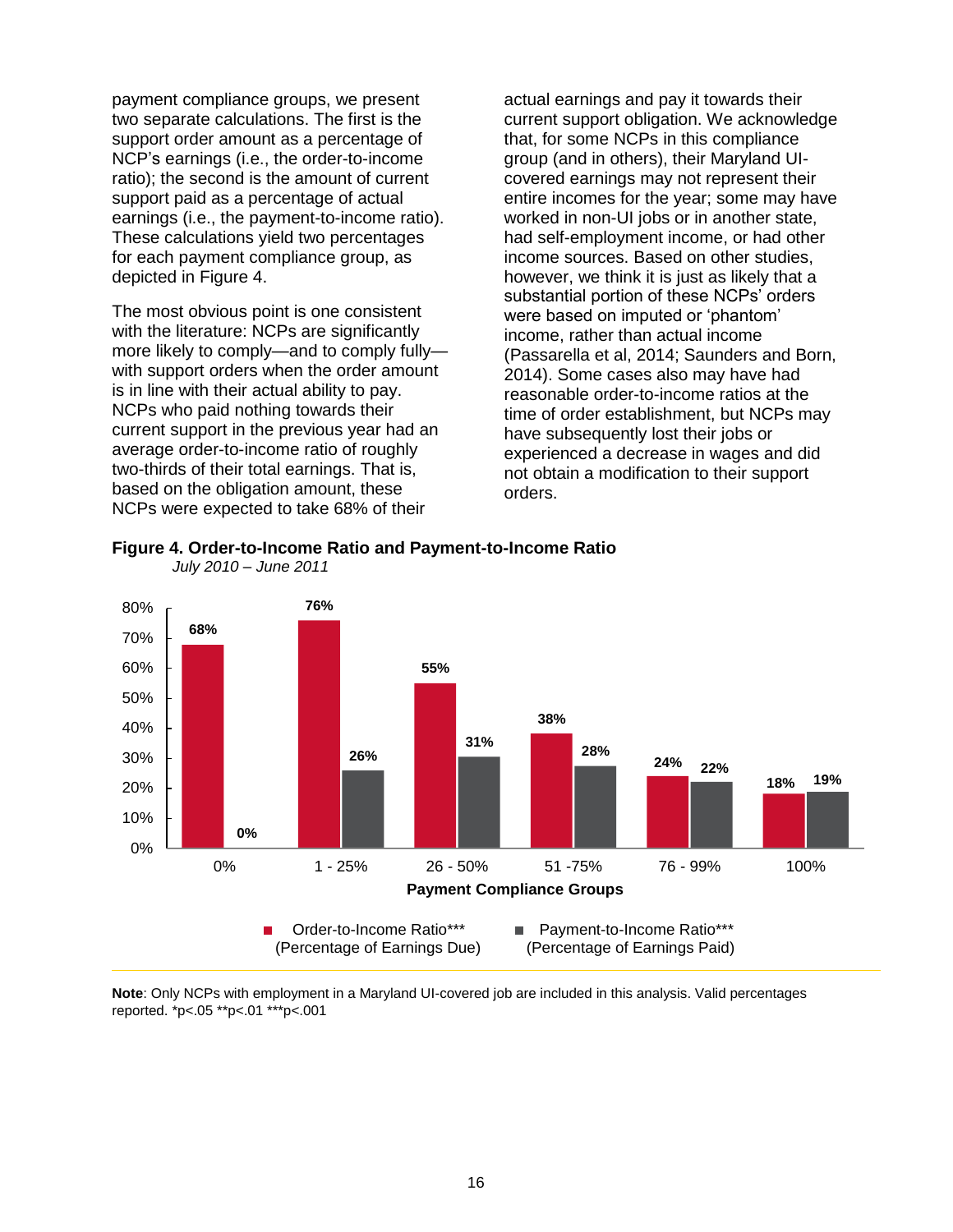payment compliance groups, we present two separate calculations. The first is the support order amount as a percentage of NCP's earnings (i.e., the order-to-income ratio); the second is the amount of current support paid as a percentage of actual earnings (i.e., the payment-to-income ratio). These calculations yield two percentages for each payment compliance group, as depicted in Figure 4.

The most obvious point is one consistent with the literature: NCPs are significantly more likely to comply—and to comply fully—with support orders when the order amount is in line with their actual ability to pay. NCPs who paid nothing towards their current support in the previous year had an average order-to-income ratio of roughly two-thirds of their total earnings. That is, based on the obligation amount, these NCPs were expected to take 68% of their actual earnings and pay it towards their current support obligation. We acknowledge that, for some NCPs in this compliance group (and in others), their Maryland UI-covered earnings may not represent their entire incomes for the year; some may have worked in non-UI jobs or in another state, had self-employment income, or had other income sources. Based on other studies, however, we think it is just as likely that a substantial portion of these NCPs' orders were based on imputed or 'phantom' income, rather than actual income (Passarella et al, 2014; Saunders and Born, 2014). Some cases also may have had reasonable order-to-income ratios at the time of order establishment, but NCPs may have subsequently lost their jobs or experienced a decrease in wages and did not obtain a modification to their support orders.

**Figure 4. Order-to-Income Ratio and Payment-to-Income Ratio**
*July 2010 – June 2011*

| Payment Compliance Groups | Order-to-Income Ratio*** (Percentage of Earnings Due) | Payment-to-Income Ratio*** (Percentage of Earnings Paid) |
|---|---|---|
| 0% | 68% | 0% |
| 1 - 25% | 76% | 26% |
| 26 - 50% | 55% | 31% |
| 51 -75% | 38% | 28% |
| 76 - 99% | 24% | 22% |
| 100% | 18% | 19% |

**Note**: Only NCPs with employment in a Maryland UI-covered job are included in this analysis. Valid percentages reported. *p<.05 **p<.01 ***p<.001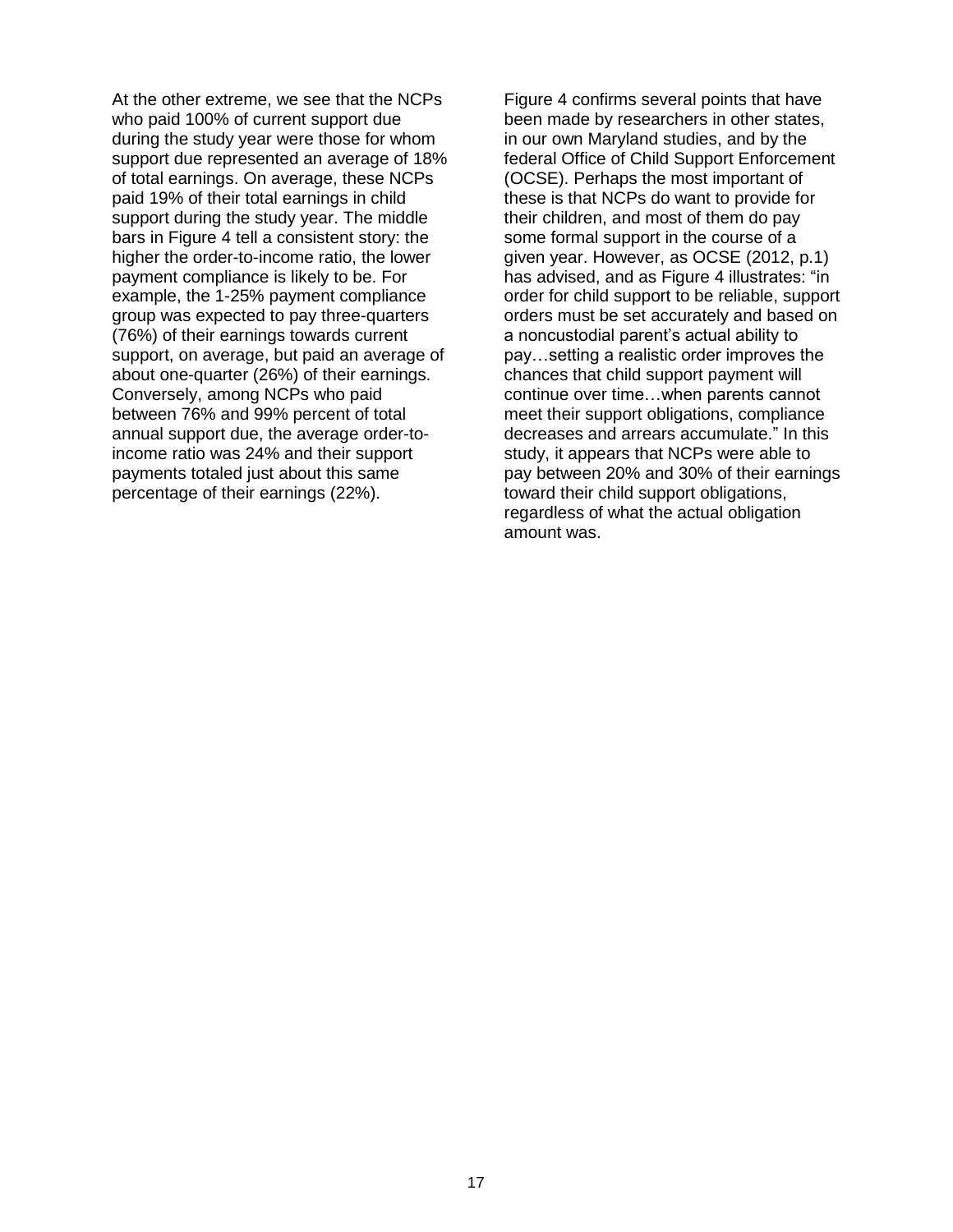At the other extreme, we see that the NCPs who paid 100% of current support due during the study year were those for whom support due represented an average of 18% of total earnings. On average, these NCPs paid 19% of their total earnings in child support during the study year. The middle bars in Figure 4 tell a consistent story: the higher the order-to-income ratio, the lower payment compliance is likely to be. For example, the 1-25% payment compliance group was expected to pay three-quarters (76%) of their earnings towards current support, on average, but paid an average of about one-quarter (26%) of their earnings. Conversely, among NCPs who paid between 76% and 99% percent of total annual support due, the average order-to-income ratio was 24% and their support payments totaled just about this same percentage of their earnings (22%).

Figure 4 confirms several points that have been made by researchers in other states, in our own Maryland studies, and by the federal Office of Child Support Enforcement (OCSE). Perhaps the most important of these is that NCPs do want to provide for their children, and most of them do pay some formal support in the course of a given year. However, as OCSE (2012, p.1) has advised, and as Figure 4 illustrates: "in order for child support to be reliable, support orders must be set accurately and based on a noncustodial parent's actual ability to pay…setting a realistic order improves the chances that child support payment will continue over time…when parents cannot meet their support obligations, compliance decreases and arrears accumulate." In this study, it appears that NCPs were able to pay between 20% and 30% of their earnings toward their child support obligations, regardless of what the actual obligation amount was.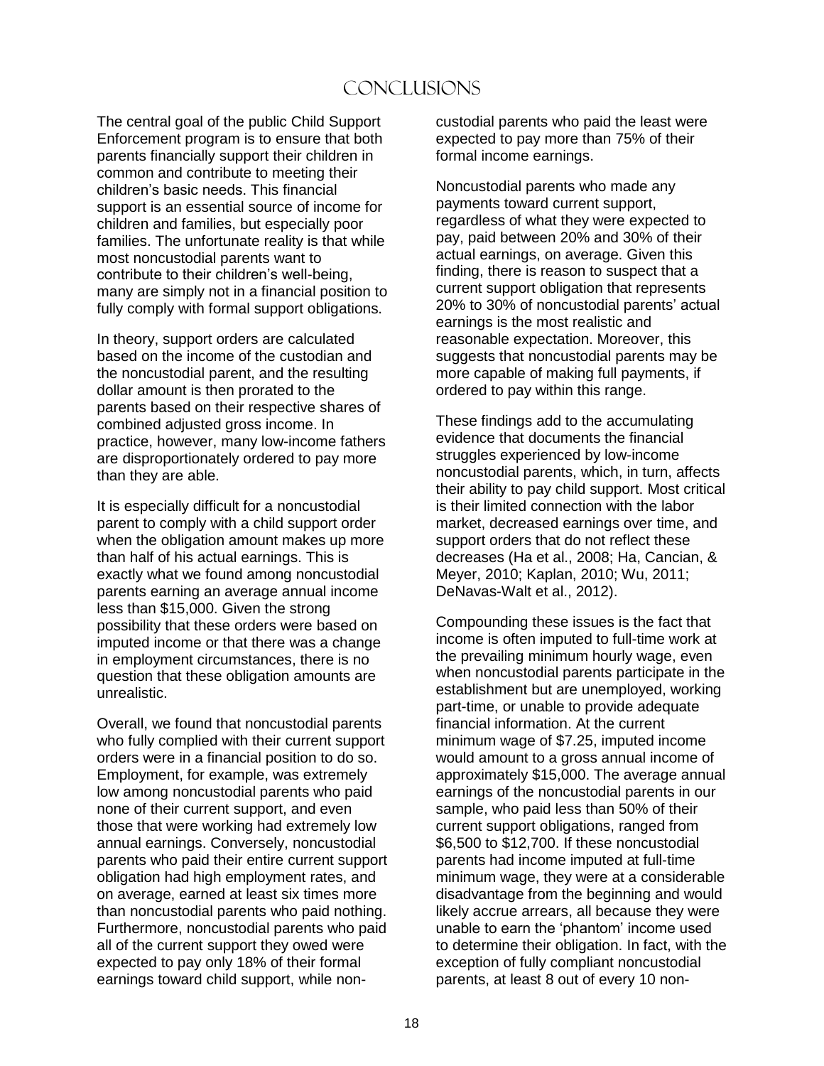# Conclusions

The central goal of the public Child Support Enforcement program is to ensure that both parents financially support their children in common and contribute to meeting their children's basic needs. This financial support is an essential source of income for children and families, but especially poor families. The unfortunate reality is that while most noncustodial parents want to contribute to their children's well-being, many are simply not in a financial position to fully comply with formal support obligations.

In theory, support orders are calculated based on the income of the custodian and the noncustodial parent, and the resulting dollar amount is then prorated to the parents based on their respective shares of combined adjusted gross income. In practice, however, many low-income fathers are disproportionately ordered to pay more than they are able.

It is especially difficult for a noncustodial parent to comply with a child support order when the obligation amount makes up more than half of his actual earnings. This is exactly what we found among noncustodial parents earning an average annual income less than $15,000. Given the strong possibility that these orders were based on imputed income or that there was a change in employment circumstances, there is no question that these obligation amounts are unrealistic.

Overall, we found that noncustodial parents who fully complied with their current support orders were in a financial position to do so. Employment, for example, was extremely low among noncustodial parents who paid none of their current support, and even those that were working had extremely low annual earnings. Conversely, noncustodial parents who paid their entire current support obligation had high employment rates, and on average, earned at least six times more than noncustodial parents who paid nothing. Furthermore, noncustodial parents who paid all of the current support they owed were expected to pay only 18% of their formal earnings toward child support, while noncustodial parents who paid the least were expected to pay more than 75% of their formal income earnings.

Noncustodial parents who made any payments toward current support, regardless of what they were expected to pay, paid between 20% and 30% of their actual earnings, on average. Given this finding, there is reason to suspect that a current support obligation that represents 20% to 30% of noncustodial parents' actual earnings is the most realistic and reasonable expectation. Moreover, this suggests that noncustodial parents may be more capable of making full payments, if ordered to pay within this range.

These findings add to the accumulating evidence that documents the financial struggles experienced by low-income noncustodial parents, which, in turn, affects their ability to pay child support. Most critical is their limited connection with the labor market, decreased earnings over time, and support orders that do not reflect these decreases (Ha et al., 2008; Ha, Cancian, & Meyer, 2010; Kaplan, 2010; Wu, 2011; DeNavas-Walt et al., 2012).

Compounding these issues is the fact that income is often imputed to full-time work at the prevailing minimum hourly wage, even when noncustodial parents participate in the establishment but are unemployed, working part-time, or unable to provide adequate financial information. At the current minimum wage of $7.25, imputed income would amount to a gross annual income of approximately $15,000. The average annual earnings of the noncustodial parents in our sample, who paid less than 50% of their current support obligations, ranged from $6,500 to $12,700. If these noncustodial parents had income imputed at full-time minimum wage, they were at a considerable disadvantage from the beginning and would likely accrue arrears, all because they were unable to earn the 'phantom' income used to determine their obligation. In fact, with the exception of fully compliant noncustodial parents, at least 8 out of every 10 non-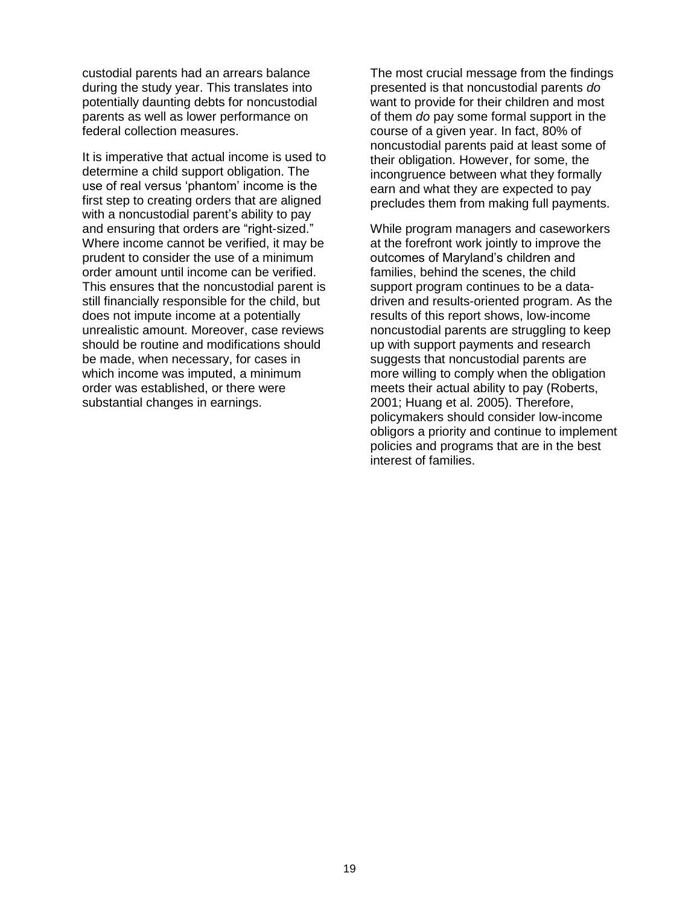custodial parents had an arrears balance during the study year. This translates into potentially daunting debts for noncustodial parents as well as lower performance on federal collection measures.

It is imperative that actual income is used to determine a child support obligation. The use of real versus 'phantom' income is the first step to creating orders that are aligned with a noncustodial parent's ability to pay and ensuring that orders are "right-sized." Where income cannot be verified, it may be prudent to consider the use of a minimum order amount until income can be verified. This ensures that the noncustodial parent is still financially responsible for the child, but does not impute income at a potentially unrealistic amount. Moreover, case reviews should be routine and modifications should be made, when necessary, for cases in which income was imputed, a minimum order was established, or there were substantial changes in earnings.

The most crucial message from the findings presented is that noncustodial parents *do* want to provide for their children and most of them *do* pay some formal support in the course of a given year. In fact, 80% of noncustodial parents paid at least some of their obligation. However, for some, the incongruence between what they formally earn and what they are expected to pay precludes them from making full payments.

While program managers and caseworkers at the forefront work jointly to improve the outcomes of Maryland's children and families, behind the scenes, the child support program continues to be a data-driven and results-oriented program. As the results of this report shows, low-income noncustodial parents are struggling to keep up with support payments and research suggests that noncustodial parents are more willing to comply when the obligation meets their actual ability to pay (Roberts, 2001; Huang et al. 2005). Therefore, policymakers should consider low-income obligors a priority and continue to implement policies and programs that are in the best interest of families.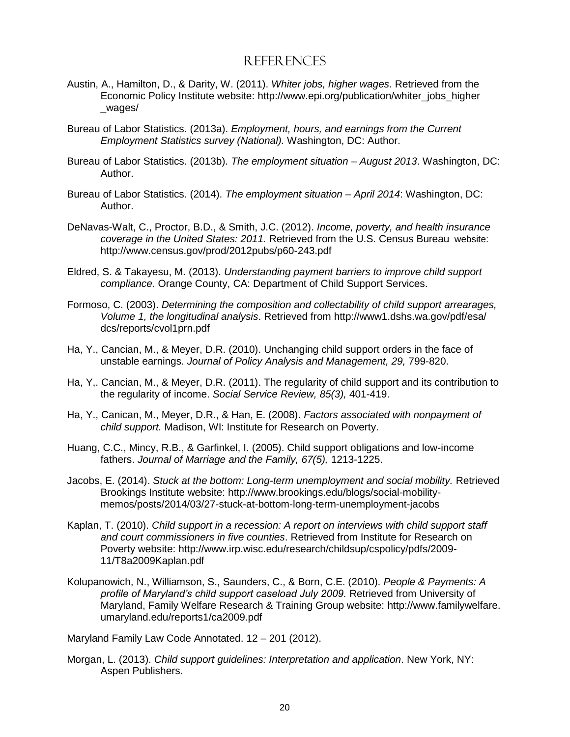# References

Austin, A., Hamilton, D., & Darity, W. (2011). *Whiter jobs, higher wages*. Retrieved from the Economic Policy Institute website: http://www.epi.org/publication/whiter_jobs_higher_wages/

Bureau of Labor Statistics. (2013a). *Employment, hours, and earnings from the Current Employment Statistics survey (National).* Washington, DC: Author.

Bureau of Labor Statistics. (2013b). *The employment situation – August 2013*. Washington, DC: Author.

Bureau of Labor Statistics. (2014). *The employment situation – April 2014*: Washington, DC: Author.

DeNavas-Walt, C., Proctor, B.D., & Smith, J.C. (2012). *Income, poverty, and health insurance coverage in the United States: 2011.* Retrieved from the U.S. Census Bureau website: http://www.census.gov/prod/2012pubs/p60-243.pdf

Eldred, S. & Takayesu, M. (2013). *Understanding payment barriers to improve child support compliance.* Orange County, CA: Department of Child Support Services.

Formoso, C. (2003). *Determining the composition and collectability of child support arrearages, Volume 1, the longitudinal analysis*. Retrieved from http://www1.dshs.wa.gov/pdf/esa/dcs/reports/cvol1prn.pdf

Ha, Y., Cancian, M., & Meyer, D.R. (2010). Unchanging child support orders in the face of unstable earnings. *Journal of Policy Analysis and Management, 29,* 799-820.

Ha, Y,. Cancian, M., & Meyer, D.R. (2011). The regularity of child support and its contribution to the regularity of income. *Social Service Review, 85(3),* 401-419.

Ha, Y., Canican, M., Meyer, D.R., & Han, E. (2008). *Factors associated with nonpayment of child support.* Madison, WI: Institute for Research on Poverty.

Huang, C.C., Mincy, R.B., & Garfinkel, I. (2005). Child support obligations and low-income fathers. *Journal of Marriage and the Family, 67(5),* 1213-1225.

Jacobs, E. (2014). *Stuck at the bottom: Long-term unemployment and social mobility.* Retrieved Brookings Institute website: http://www.brookings.edu/blogs/social-mobility-memos/posts/2014/03/27-stuck-at-bottom-long-term-unemployment-jacobs

Kaplan, T. (2010). *Child support in a recession: A report on interviews with child support staff and court commissioners in five counties*. Retrieved from Institute for Research on Poverty website: http://www.irp.wisc.edu/research/childsup/cspolicy/pdfs/2009-11/T8a2009Kaplan.pdf

Kolupanowich, N., Williamson, S., Saunders, C., & Born, C.E. (2010). *People & Payments: A profile of Maryland's child support caseload July 2009.* Retrieved from University of Maryland, Family Welfare Research & Training Group website: http://www.familywelfare.umaryland.edu/reports1/ca2009.pdf

Maryland Family Law Code Annotated. 12 – 201 (2012).

Morgan, L. (2013). *Child support guidelines: Interpretation and application*. New York, NY: Aspen Publishers.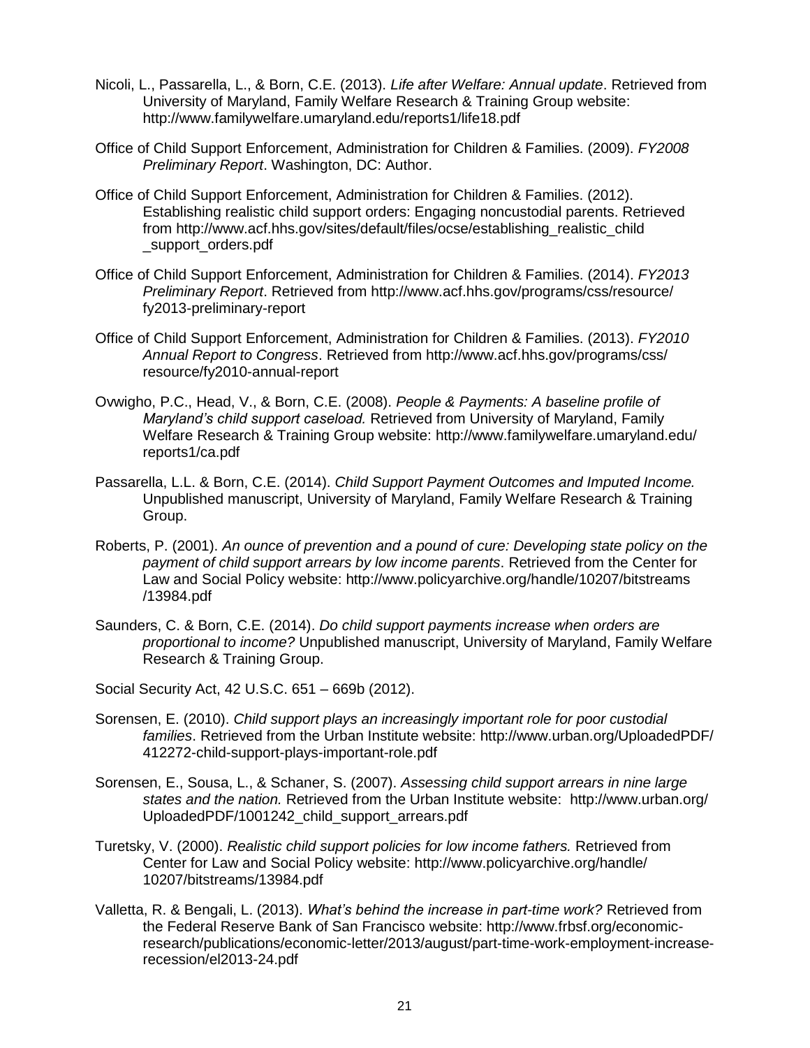Nicoli, L., Passarella, L., & Born, C.E. (2013). *Life after Welfare: Annual update*. Retrieved from University of Maryland, Family Welfare Research & Training Group website: http://www.familywelfare.umaryland.edu/reports1/life18.pdf

Office of Child Support Enforcement, Administration for Children & Families. (2009). *FY2008 Preliminary Report*. Washington, DC: Author.

Office of Child Support Enforcement, Administration for Children & Families. (2012). Establishing realistic child support orders: Engaging noncustodial parents. Retrieved from http://www.acf.hhs.gov/sites/default/files/ocse/establishing_realistic_child_support_orders.pdf

Office of Child Support Enforcement, Administration for Children & Families. (2014). *FY2013 Preliminary Report*. Retrieved from http://www.acf.hhs.gov/programs/css/resource/fy2013-preliminary-report

Office of Child Support Enforcement, Administration for Children & Families. (2013). *FY2010 Annual Report to Congress*. Retrieved from http://www.acf.hhs.gov/programs/css/resource/fy2010-annual-report

Ovwigho, P.C., Head, V., & Born, C.E. (2008). *People & Payments: A baseline profile of Maryland's child support caseload.* Retrieved from University of Maryland, Family Welfare Research & Training Group website: http://www.familywelfare.umaryland.edu/reports1/ca.pdf

Passarella, L.L. & Born, C.E. (2014). *Child Support Payment Outcomes and Imputed Income.* Unpublished manuscript, University of Maryland, Family Welfare Research & Training Group.

Roberts, P. (2001). *An ounce of prevention and a pound of cure: Developing state policy on the payment of child support arrears by low income parents*. Retrieved from the Center for Law and Social Policy website: http://www.policyarchive.org/handle/10207/bitstreams/13984.pdf

Saunders, C. & Born, C.E. (2014). *Do child support payments increase when orders are proportional to income?* Unpublished manuscript, University of Maryland, Family Welfare Research & Training Group.

Social Security Act, 42 U.S.C. 651 – 669b (2012).

Sorensen, E. (2010). *Child support plays an increasingly important role for poor custodial families*. Retrieved from the Urban Institute website: http://www.urban.org/UploadedPDF/412272-child-support-plays-important-role.pdf

Sorensen, E., Sousa, L., & Schaner, S. (2007). *Assessing child support arrears in nine large states and the nation.* Retrieved from the Urban Institute website: http://www.urban.org/UploadedPDF/1001242_child_support_arrears.pdf

Turetsky, V. (2000). *Realistic child support policies for low income fathers.* Retrieved from Center for Law and Social Policy website: http://www.policyarchive.org/handle/10207/bitstreams/13984.pdf

Valletta, R. & Bengali, L. (2013). *What's behind the increase in part-time work?* Retrieved from the Federal Reserve Bank of San Francisco website: http://www.frbsf.org/economic-research/publications/economic-letter/2013/august/part-time-work-employment-increase-recession/el2013-24.pdf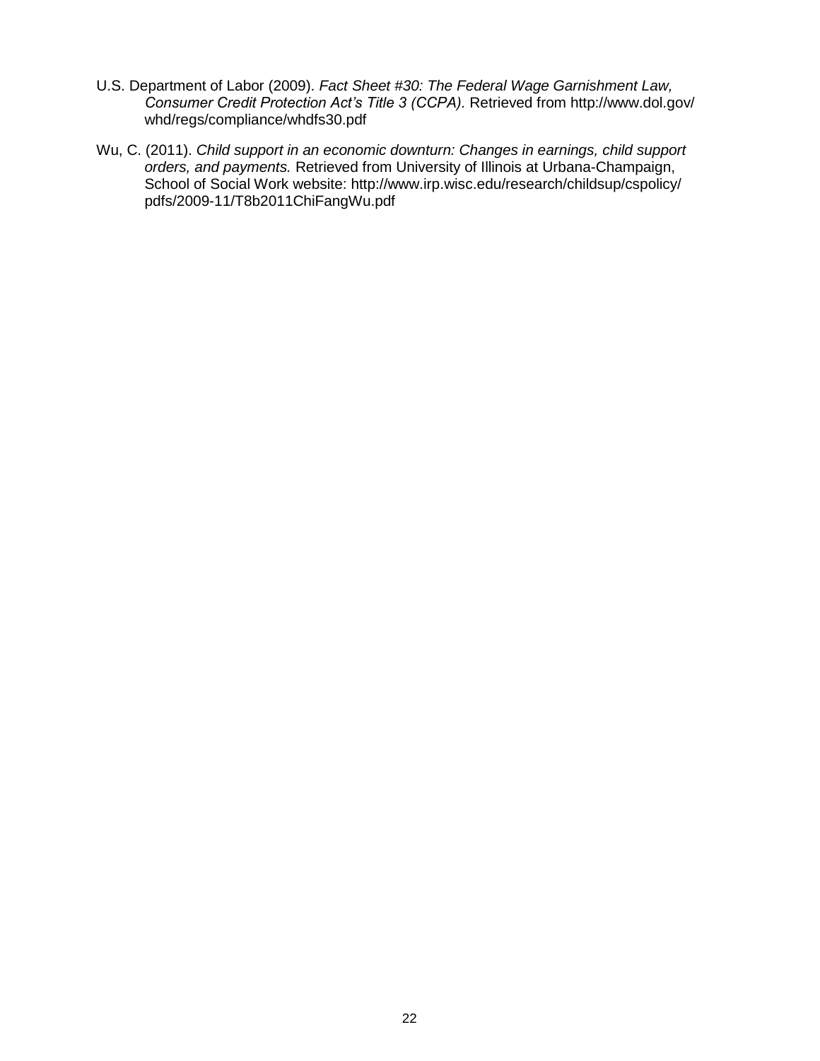U.S. Department of Labor (2009). *Fact Sheet #30: The Federal Wage Garnishment Law, Consumer Credit Protection Act's Title 3 (CCPA).* Retrieved from http://www.dol.gov/whd/regs/compliance/whdfs30.pdf

Wu, C. (2011). *Child support in an economic downturn: Changes in earnings, child support orders, and payments.* Retrieved from University of Illinois at Urbana-Champaign, School of Social Work website: http://www.irp.wisc.edu/research/childsup/cspolicy/pdfs/2009-11/T8b2011ChiFangWu.pdf